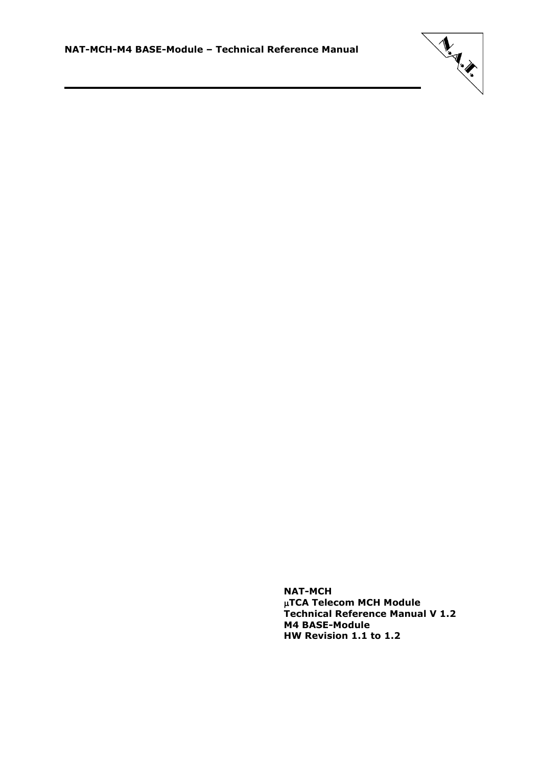**NAT-MCH**
**μTCA Telecom MCH Module**
**Technical Reference Manual V 1.2**
**M4 BASE-Module**
**HW Revision 1.1 to 1.2**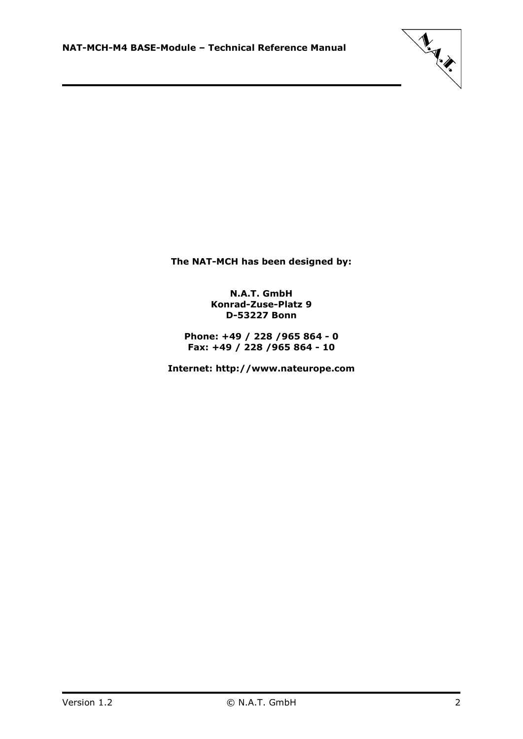**The NAT-MCH has been designed by:**

**N.A.T. GmbH**
**Konrad-Zuse-Platz 9**
**D-53227 Bonn**

**Phone: +49 / 228 /965 864 - 0**
**Fax: +49 / 228 /965 864 - 10**

**Internet: http://www.nateurope.com**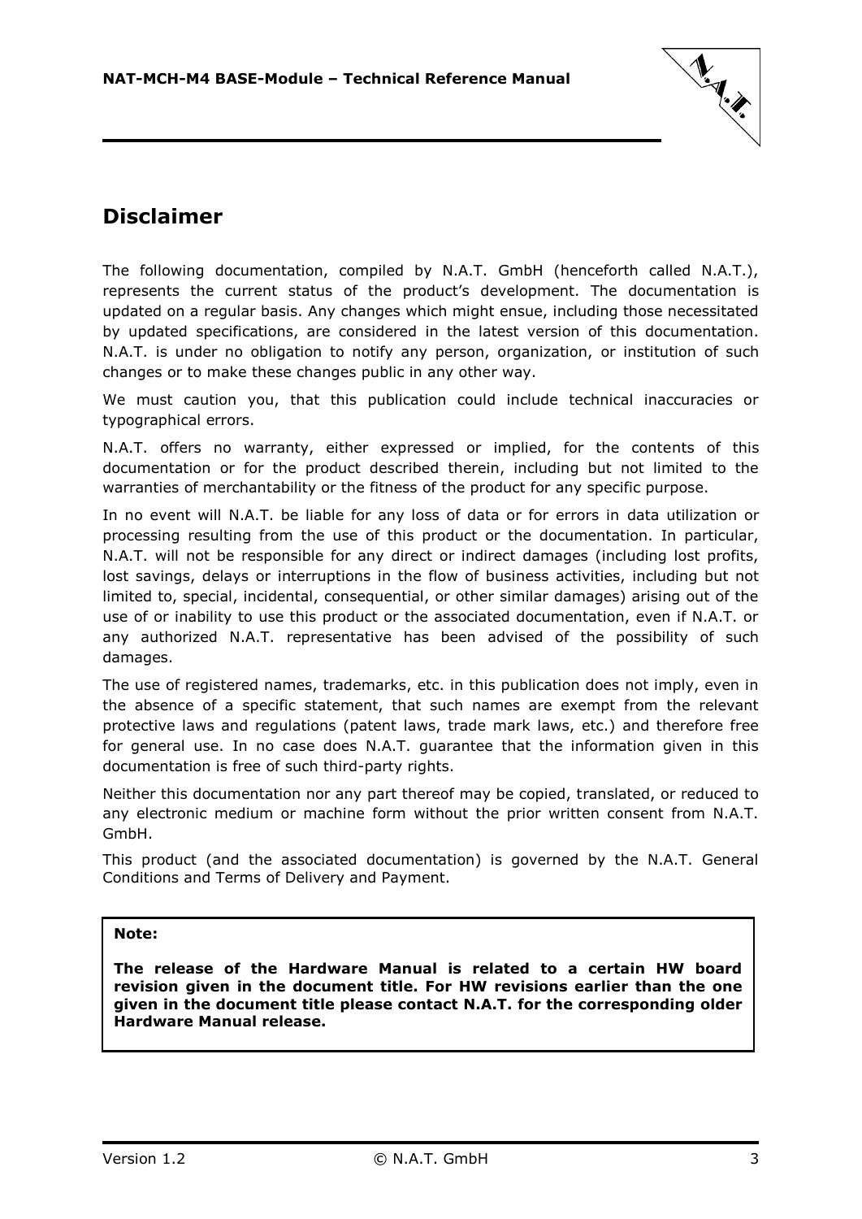# Disclaimer

The following documentation, compiled by N.A.T. GmbH (henceforth called N.A.T.), represents the current status of the product's development. The documentation is updated on a regular basis. Any changes which might ensue, including those necessitated by updated specifications, are considered in the latest version of this documentation. N.A.T. is under no obligation to notify any person, organization, or institution of such changes or to make these changes public in any other way.

We must caution you, that this publication could include technical inaccuracies or typographical errors.

N.A.T. offers no warranty, either expressed or implied, for the contents of this documentation or for the product described therein, including but not limited to the warranties of merchantability or the fitness of the product for any specific purpose.

In no event will N.A.T. be liable for any loss of data or for errors in data utilization or processing resulting from the use of this product or the documentation. In particular, N.A.T. will not be responsible for any direct or indirect damages (including lost profits, lost savings, delays or interruptions in the flow of business activities, including but not limited to, special, incidental, consequential, or other similar damages) arising out of the use of or inability to use this product or the associated documentation, even if N.A.T. or any authorized N.A.T. representative has been advised of the possibility of such damages.

The use of registered names, trademarks, etc. in this publication does not imply, even in the absence of a specific statement, that such names are exempt from the relevant protective laws and regulations (patent laws, trade mark laws, etc.) and therefore free for general use. In no case does N.A.T. guarantee that the information given in this documentation is free of such third-party rights.

Neither this documentation nor any part thereof may be copied, translated, or reduced to any electronic medium or machine form without the prior written consent from N.A.T. GmbH.

This product (and the associated documentation) is governed by the N.A.T. General Conditions and Terms of Delivery and Payment.

**Note:**

**The release of the Hardware Manual is related to a certain HW board revision given in the document title. For HW revisions earlier than the one given in the document title please contact N.A.T. for the corresponding older Hardware Manual release.**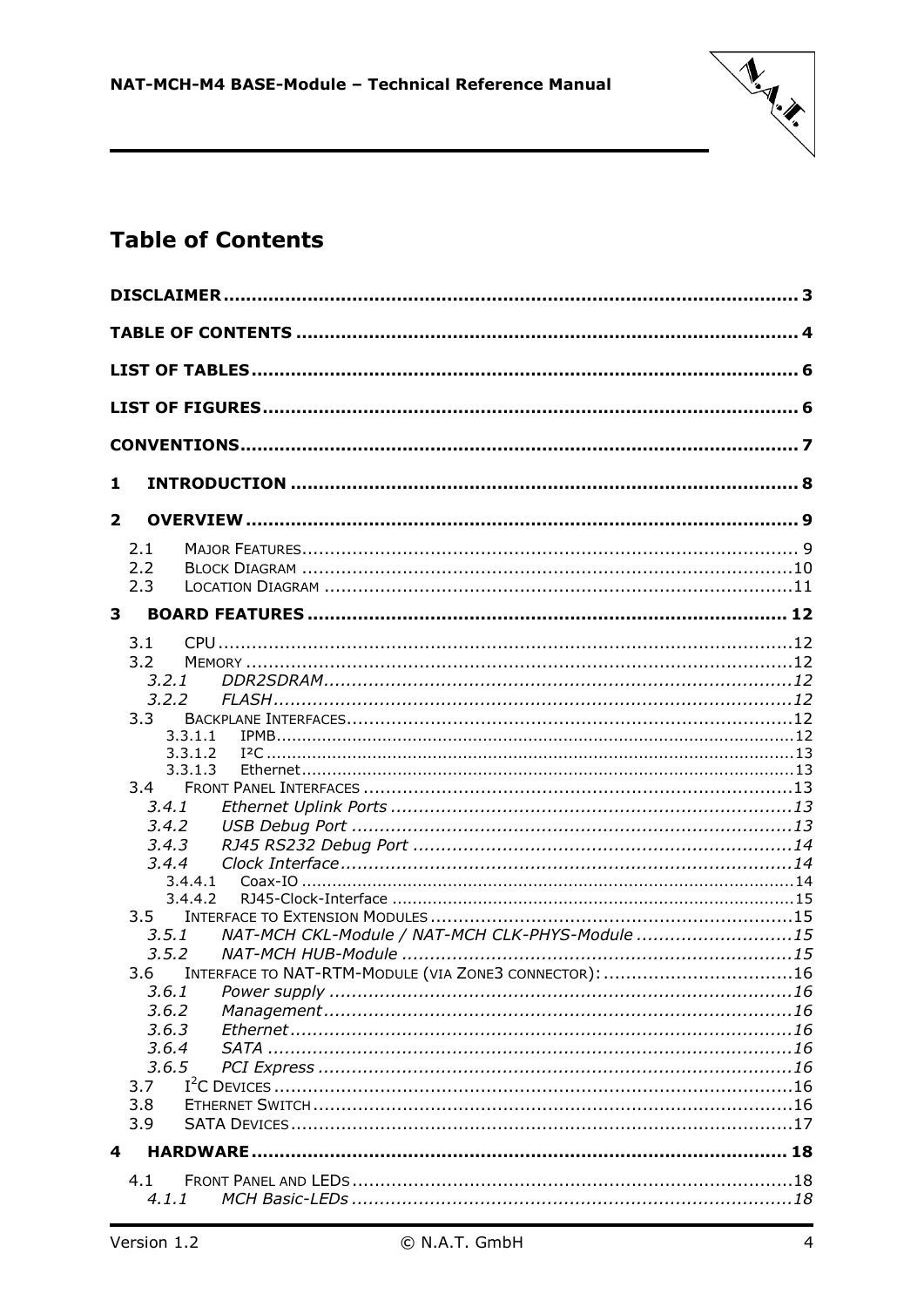# Table of Contents

**DISCLAIMER** ..... 3

**TABLE OF CONTENTS** ..... 4

**LIST OF TABLES** ..... 6

**LIST OF FIGURES** ..... 6

**CONVENTIONS** ..... 7

**1 INTRODUCTION** ..... 8

**2 OVERVIEW** ..... 9

- 2.1 MAJOR FEATURES ..... 9
- 2.2 BLOCK DIAGRAM ..... 10
- 2.3 LOCATION DIAGRAM ..... 11

**3 BOARD FEATURES** ..... 12

- 3.1 CPU ..... 12
- 3.2 MEMORY ..... 12
  - *3.2.1 DDR2SDRAM* ..... 12
  - *3.2.2 FLASH* ..... 12
- 3.3 BACKPLANE INTERFACES ..... 12
  - 3.3.1.1 IPMB ..... 12
  - 3.3.1.2 I²C ..... 13
  - 3.3.1.3 Ethernet ..... 13
- 3.4 FRONT PANEL INTERFACES ..... 13
  - *3.4.1 Ethernet Uplink Ports* ..... 13
  - *3.4.2 USB Debug Port* ..... 13
  - *3.4.3 RJ45 RS232 Debug Port* ..... 14
  - *3.4.4 Clock Interface* ..... 14
    - 3.4.4.1 Coax-IO ..... 14
    - 3.4.4.2 RJ45-Clock-Interface ..... 15
- 3.5 INTERFACE TO EXTENSION MODULES ..... 15
  - *3.5.1 NAT-MCH CKL-Module / NAT-MCH CLK-PHYS-Module* ..... 15
  - *3.5.2 NAT-MCH HUB-Module* ..... 15
- 3.6 INTERFACE TO NAT-RTM-MODULE (VIA ZONE3 CONNECTOR): ..... 16
  - *3.6.1 Power supply* ..... 16
  - *3.6.2 Management* ..... 16
  - *3.6.3 Ethernet* ..... 16
  - *3.6.4 SATA* ..... 16
  - *3.6.5 PCI Express* ..... 16
- 3.7 $I^2C$ DEVICES ..... 16
- 3.8 ETHERNET SWITCH ..... 16
- 3.9 SATA DEVICES ..... 17

**4 HARDWARE** ..... 18

- 4.1 FRONT PANEL AND LEDS ..... 18
  - *4.1.1 MCH Basic-LEDs* ..... 18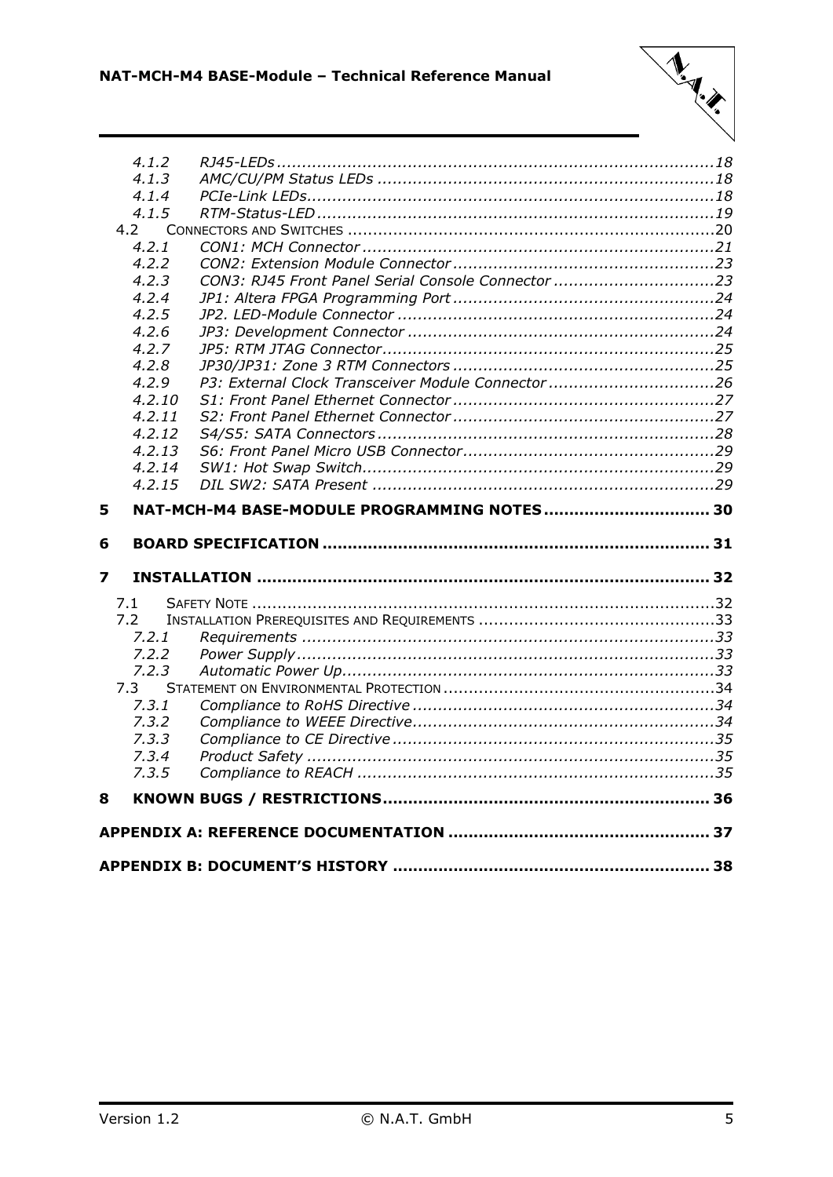| | | |
|---|---|---|
| 4.1.2 | *RJ45-LEDs* | 18 |
| 4.1.3 | *AMC/CU/PM Status LEDs* | 18 |
| 4.1.4 | *PCIe-Link LEDs* | 18 |
| 4.1.5 | *RTM-Status-LED* | 19 |
| 4.2 | CONNECTORS AND SWITCHES | 20 |
| 4.2.1 | *CON1: MCH Connector* | 21 |
| 4.2.2 | *CON2: Extension Module Connector* | 23 |
| 4.2.3 | *CON3: RJ45 Front Panel Serial Console Connector* | 23 |
| 4.2.4 | *JP1: Altera FPGA Programming Port* | 24 |
| 4.2.5 | *JP2. LED-Module Connector* | 24 |
| 4.2.6 | *JP3: Development Connector* | 24 |
| 4.2.7 | *JP5: RTM JTAG Connector* | 25 |
| 4.2.8 | *JP30/JP31: Zone 3 RTM Connectors* | 25 |
| 4.2.9 | *P3: External Clock Transceiver Module Connector* | 26 |
| 4.2.10 | *S1: Front Panel Ethernet Connector* | 27 |
| 4.2.11 | *S2: Front Panel Ethernet Connector* | 27 |
| 4.2.12 | *S4/S5: SATA Connectors* | 28 |
| 4.2.13 | *S6: Front Panel Micro USB Connector* | 29 |
| 4.2.14 | *SW1: Hot Swap Switch* | 29 |
| 4.2.15 | *DIL SW2: SATA Present* | 29 |
| **5** | **NAT-MCH-M4 BASE-MODULE PROGRAMMING NOTES** | **30** |
| **6** | **BOARD SPECIFICATION** | **31** |
| **7** | **INSTALLATION** | **32** |
| 7.1 | SAFETY NOTE | 32 |
| 7.2 | INSTALLATION PREREQUISITES AND REQUIREMENTS | 33 |
| 7.2.1 | *Requirements* | 33 |
| 7.2.2 | *Power Supply* | 33 |
| 7.2.3 | *Automatic Power Up* | 33 |
| 7.3 | STATEMENT ON ENVIRONMENTAL PROTECTION | 34 |
| 7.3.1 | *Compliance to RoHS Directive* | 34 |
| 7.3.2 | *Compliance to WEEE Directive* | 34 |
| 7.3.3 | *Compliance to CE Directive* | 35 |
| 7.3.4 | *Product Safety* | 35 |
| 7.3.5 | *Compliance to REACH* | 35 |
| **8** | **KNOWN BUGS / RESTRICTIONS** | **36** |
| | **APPENDIX A: REFERENCE DOCUMENTATION** | **37** |
| | **APPENDIX B: DOCUMENT'S HISTORY** | **38** |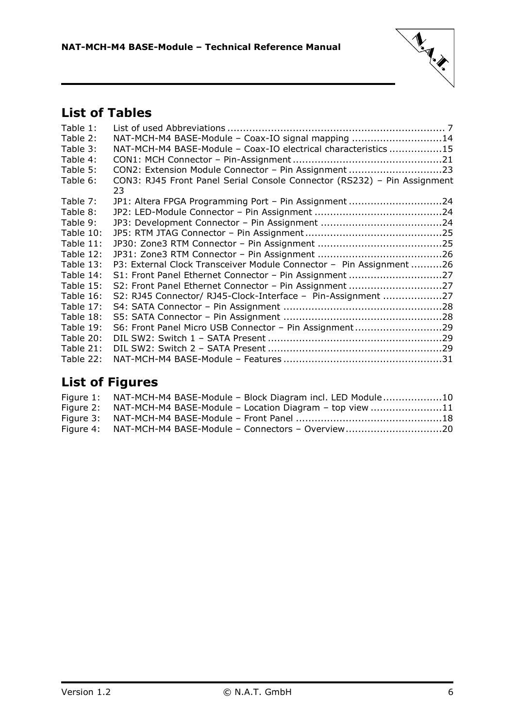## List of Tables

Table 1: List of used Abbreviations ........................................................................ 7
Table 2: NAT-MCH-M4 BASE-Module – Coax-IO signal mapping ..............................14
Table 3: NAT-MCH-M4 BASE-Module – Coax-IO electrical characteristics ..................15
Table 4: CON1: MCH Connector – Pin-Assignment ..................................................21
Table 5: CON2: Extension Module Connector – Pin Assignment ...............................23
Table 6: CON3: RJ45 Front Panel Serial Console Connector (RS232) – Pin Assignment 23
Table 7: JP1: Altera FPGA Programming Port – Pin Assignment ...............................24
Table 8: JP2: LED-Module Connector – Pin Assignment ..........................................24
Table 9: JP3: Development Connector – Pin Assignment ........................................24
Table 10: JP5: RTM JTAG Connector – Pin Assignment .............................................25
Table 11: JP30: Zone3 RTM Connector – Pin Assignment .........................................25
Table 12: JP31: Zone3 RTM Connector – Pin Assignment .........................................26
Table 13: P3: External Clock Transceiver Module Connector – Pin Assignment ...........26
Table 14: S1: Front Panel Ethernet Connector – Pin Assignment ...............................27
Table 15: S2: Front Panel Ethernet Connector – Pin Assignment ...............................27
Table 16: S2: RJ45 Connector/ RJ45-Clock-Interface – Pin-Assignment ....................27
Table 17: S4: SATA Connector – Pin Assignment ....................................................28
Table 18: S5: SATA Connector – Pin Assignment ....................................................28
Table 19: S6: Front Panel Micro USB Connector – Pin Assignment .............................29
Table 20: DIL SW2: Switch 1 – SATA Present .........................................................29
Table 21: DIL SW2: Switch 2 – SATA Present .........................................................29
Table 22: NAT-MCH-M4 BASE-Module – Features ....................................................31

## List of Figures

Figure 1: NAT-MCH-M4 BASE-Module – Block Diagram incl. LED Module ....................10
Figure 2: NAT-MCH-M4 BASE-Module – Location Diagram – top view ........................11
Figure 3: NAT-MCH-M4 BASE-Module – Front Panel ...............................................18
Figure 4: NAT-MCH-M4 BASE-Module – Connectors – Overview ................................20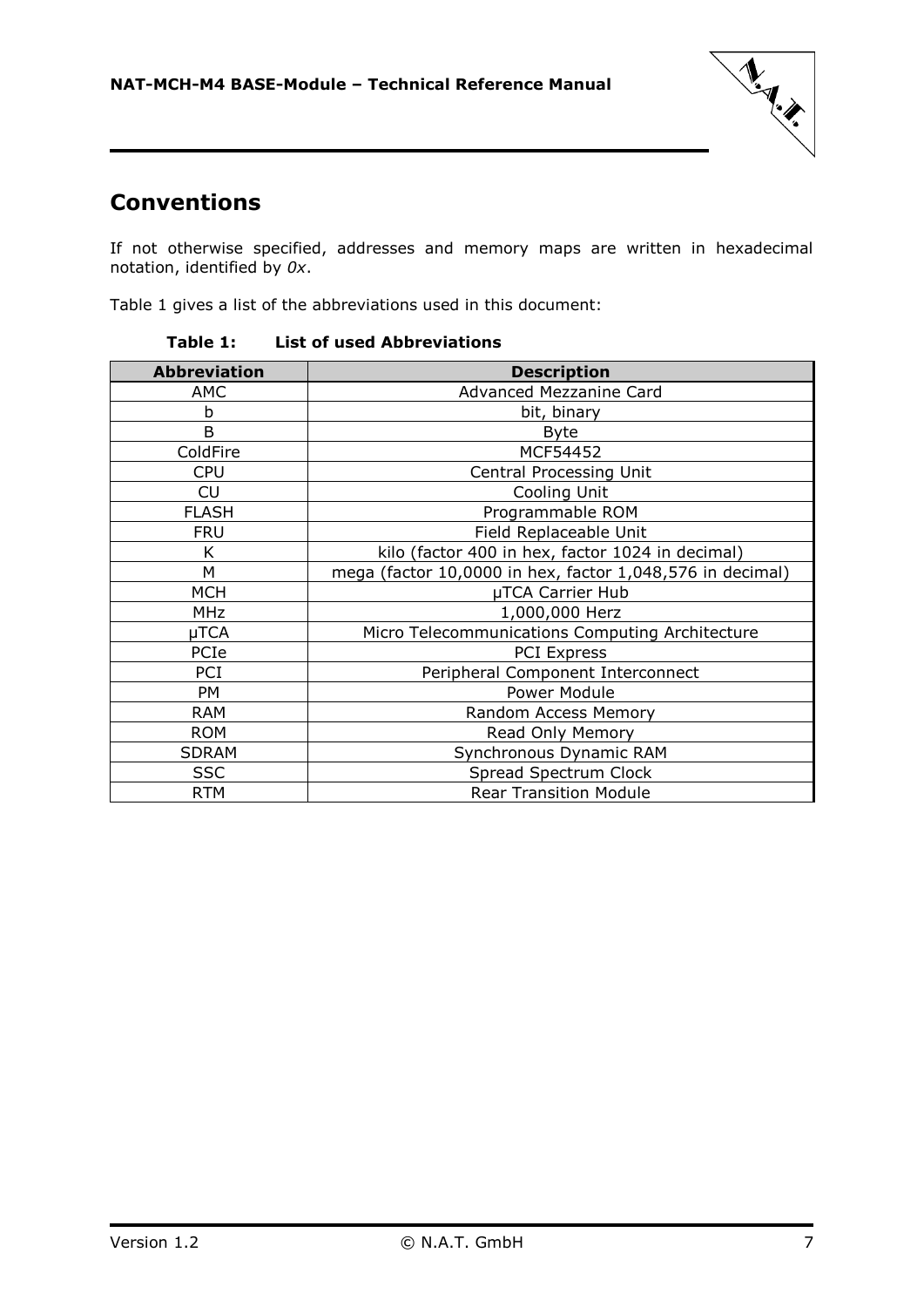# Conventions

If not otherwise specified, addresses and memory maps are written in hexadecimal notation, identified by *0x*.

Table 1 gives a list of the abbreviations used in this document:

**Table 1: List of used Abbreviations**

| Abbreviation | Description |
|---|---|
| AMC | Advanced Mezzanine Card |
| b | bit, binary |
| B | Byte |
| ColdFire | MCF54452 |
| CPU | Central Processing Unit |
| CU | Cooling Unit |
| FLASH | Programmable ROM |
| FRU | Field Replaceable Unit |
| K | kilo (factor 400 in hex, factor 1024 in decimal) |
| M | mega (factor 10,0000 in hex, factor 1,048,576 in decimal) |
| MCH | µTCA Carrier Hub |
| MHz | 1,000,000 Herz |
| µTCA | Micro Telecommunications Computing Architecture |
| PCIe | PCI Express |
| PCI | Peripheral Component Interconnect |
| PM | Power Module |
| RAM | Random Access Memory |
| ROM | Read Only Memory |
| SDRAM | Synchronous Dynamic RAM |
| SSC | Spread Spectrum Clock |
| RTM | Rear Transition Module |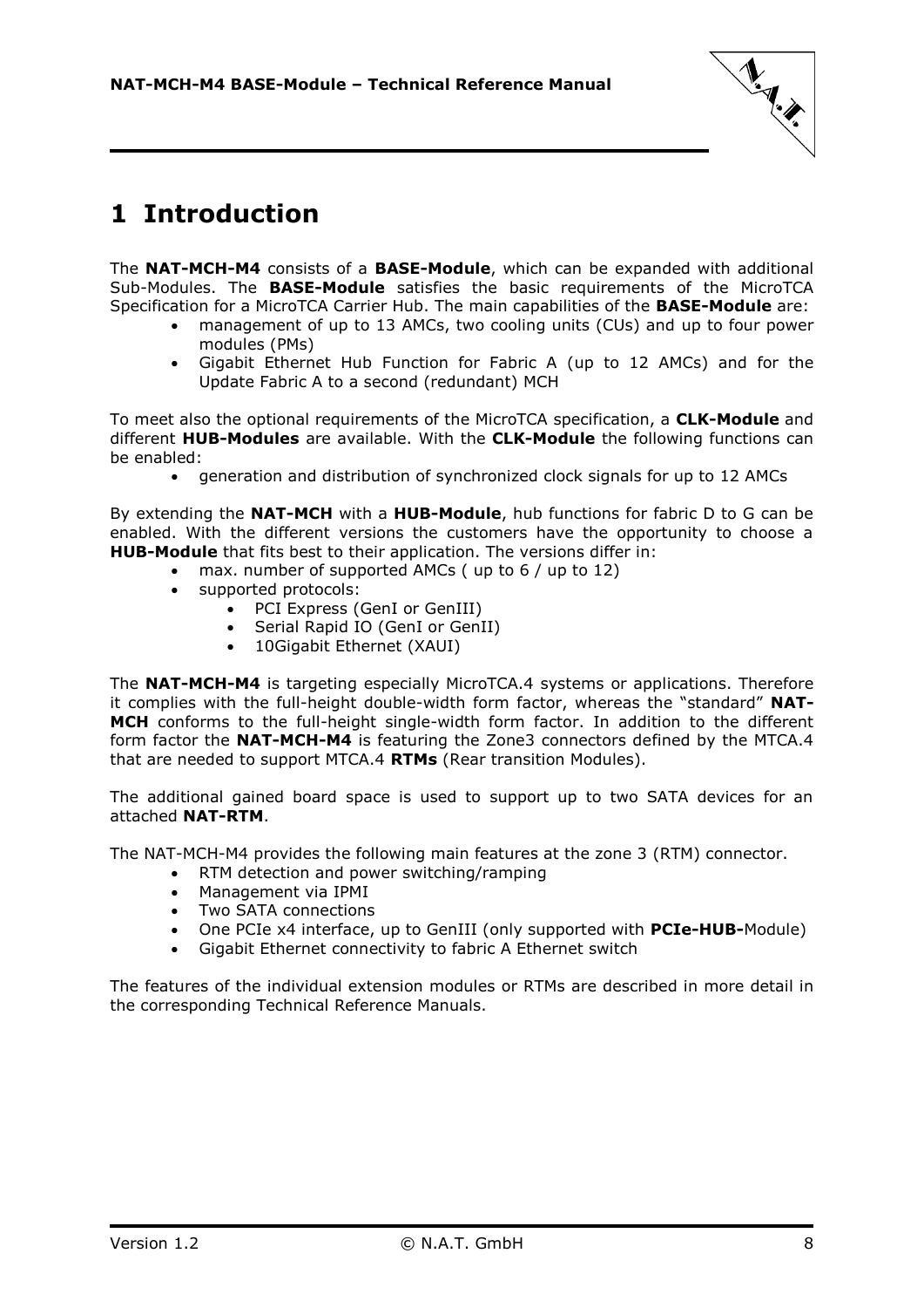# 1 Introduction

The **NAT-MCH-M4** consists of a **BASE-Module**, which can be expanded with additional Sub-Modules. The **BASE-Module** satisfies the basic requirements of the MicroTCA Specification for a MicroTCA Carrier Hub. The main capabilities of the **BASE-Module** are:

- management of up to 13 AMCs, two cooling units (CUs) and up to four power modules (PMs)
- Gigabit Ethernet Hub Function for Fabric A (up to 12 AMCs) and for the Update Fabric A to a second (redundant) MCH

To meet also the optional requirements of the MicroTCA specification, a **CLK-Module** and different **HUB-Modules** are available. With the **CLK-Module** the following functions can be enabled:

- generation and distribution of synchronized clock signals for up to 12 AMCs

By extending the **NAT-MCH** with a **HUB-Module**, hub functions for fabric D to G can be enabled. With the different versions the customers have the opportunity to choose a **HUB-Module** that fits best to their application. The versions differ in:

- max. number of supported AMCs ( up to 6 / up to 12)
- supported protocols:
  - PCI Express (GenI or GenIII)
  - Serial Rapid IO (GenI or GenII)
  - 10Gigabit Ethernet (XAUI)

The **NAT-MCH-M4** is targeting especially MicroTCA.4 systems or applications. Therefore it complies with the full-height double-width form factor, whereas the "standard" **NAT-MCH** conforms to the full-height single-width form factor. In addition to the different form factor the **NAT-MCH-M4** is featuring the Zone3 connectors defined by the MTCA.4 that are needed to support MTCA.4 **RTMs** (Rear transition Modules).

The additional gained board space is used to support up to two SATA devices for an attached **NAT-RTM**.

The NAT-MCH-M4 provides the following main features at the zone 3 (RTM) connector.

- RTM detection and power switching/ramping
- Management via IPMI
- Two SATA connections
- One PCIe x4 interface, up to GenIII (only supported with **PCIe-HUB-**Module)
- Gigabit Ethernet connectivity to fabric A Ethernet switch

The features of the individual extension modules or RTMs are described in more detail in the corresponding Technical Reference Manuals.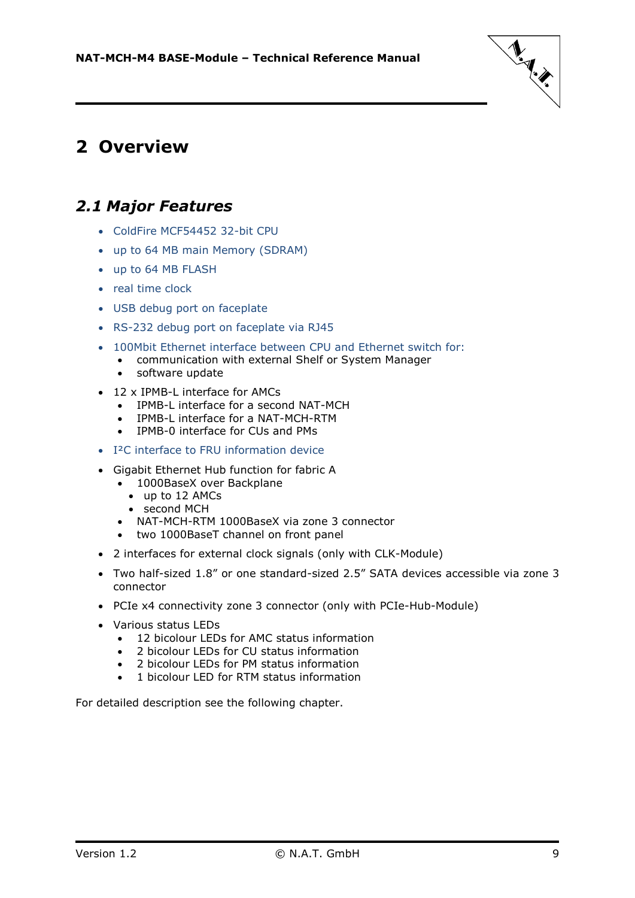# 2 Overview

## 2.1 *Major Features*

- ColdFire MCF54452 32-bit CPU
- up to 64 MB main Memory (SDRAM)
- up to 64 MB FLASH
- real time clock
- USB debug port on faceplate
- RS-232 debug port on faceplate via RJ45
- 100Mbit Ethernet interface between CPU and Ethernet switch for:
  - communication with external Shelf or System Manager
  - software update
- 12 x IPMB-L interface for AMCs
  - IPMB-L interface for a second NAT-MCH
  - IPMB-L interface for a NAT-MCH-RTM
  - IPMB-0 interface for CUs and PMs
- I²C interface to FRU information device
- Gigabit Ethernet Hub function for fabric A
  - 1000BaseX over Backplane
    - up to 12 AMCs
    - second MCH
  - NAT-MCH-RTM 1000BaseX via zone 3 connector
  - two 1000BaseT channel on front panel
- 2 interfaces for external clock signals (only with CLK-Module)
- Two half-sized 1.8" or one standard-sized 2.5" SATA devices accessible via zone 3 connector
- PCIe x4 connectivity zone 3 connector (only with PCIe-Hub-Module)
- Various status LEDs
  - 12 bicolour LEDs for AMC status information
  - 2 bicolour LEDs for CU status information
  - 2 bicolour LEDs for PM status information
  - 1 bicolour LED for RTM status information

For detailed description see the following chapter.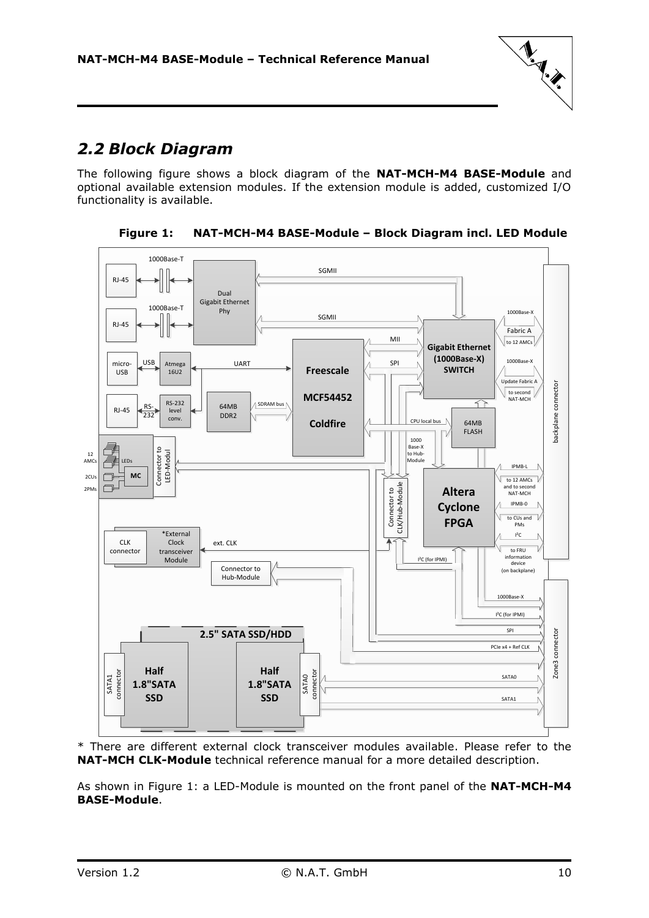## 2.2 Block Diagram

The following figure shows a block diagram of the **NAT-MCH-M4 BASE-Module** and optional available extension modules. If the extension module is added, customized I/O functionality is available.

**Figure 1: NAT-MCH-M4 BASE-Module – Block Diagram incl. LED Module**

\* There are different external clock transceiver modules available. Please refer to the **NAT-MCH CLK-Module** technical reference manual for a more detailed description.

As shown in Figure 1: a LED-Module is mounted on the front panel of the **NAT-MCH-M4 BASE-Module**.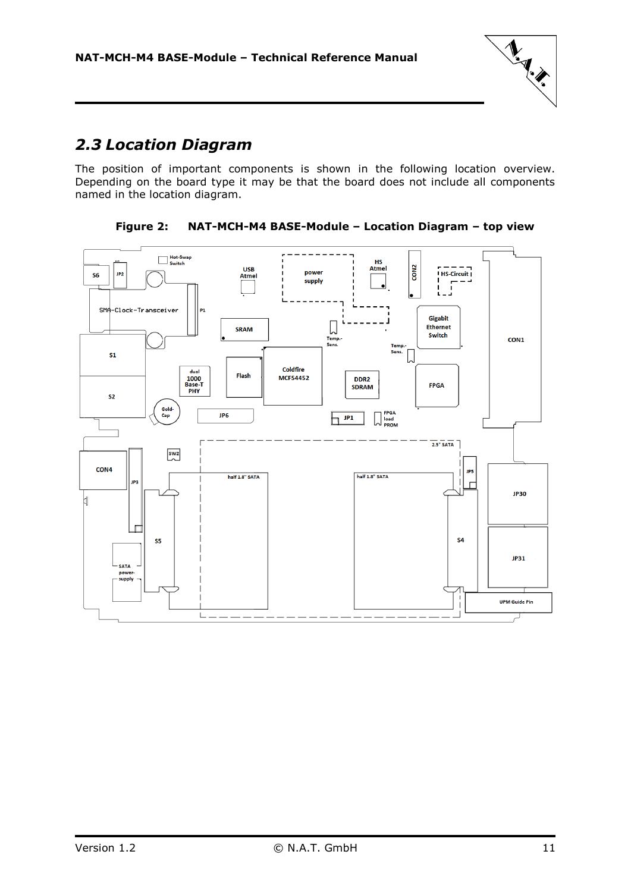## 2.3 Location Diagram

The position of important components is shown in the following location overview. Depending on the board type it may be that the board does not include all components named in the location diagram.

**Figure 2: NAT-MCH-M4 BASE-Module – Location Diagram – top view**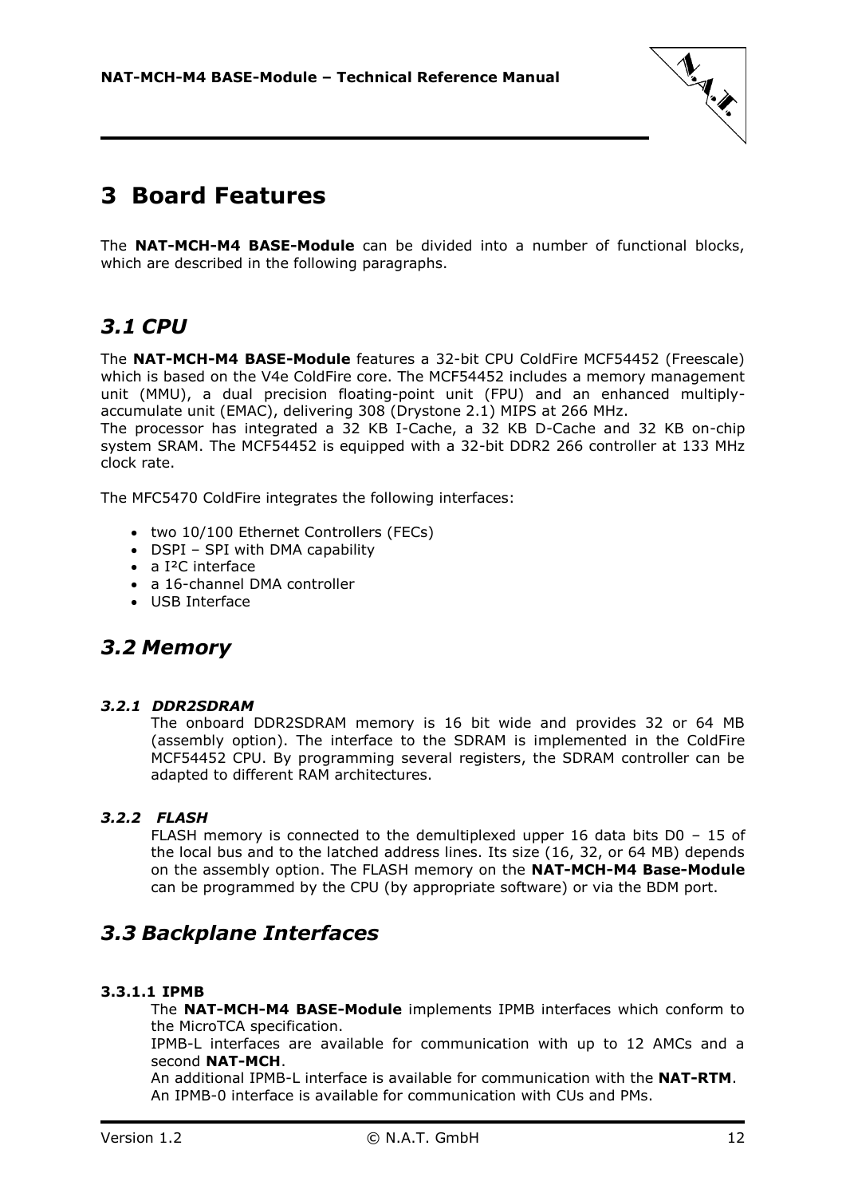# 3 Board Features

The **NAT-MCH-M4 BASE-Module** can be divided into a number of functional blocks, which are described in the following paragraphs.

## 3.1 CPU

The **NAT-MCH-M4 BASE-Module** features a 32-bit CPU ColdFire MCF54452 (Freescale) which is based on the V4e ColdFire core. The MCF54452 includes a memory management unit (MMU), a dual precision floating-point unit (FPU) and an enhanced multiply-accumulate unit (EMAC), delivering 308 (Drystone 2.1) MIPS at 266 MHz.
The processor has integrated a 32 KB I-Cache, a 32 KB D-Cache and 32 KB on-chip system SRAM. The MCF54452 is equipped with a 32-bit DDR2 266 controller at 133 MHz clock rate.

The MFC5470 ColdFire integrates the following interfaces:

- two 10/100 Ethernet Controllers (FECs)
- DSPI – SPI with DMA capability
- a I²C interface
- a 16-channel DMA controller
- USB Interface

## 3.2 Memory

### 3.2.1 DDR2SDRAM

The onboard DDR2SDRAM memory is 16 bit wide and provides 32 or 64 MB (assembly option). The interface to the SDRAM is implemented in the ColdFire MCF54452 CPU. By programming several registers, the SDRAM controller can be adapted to different RAM architectures.

### 3.2.2 FLASH

FLASH memory is connected to the demultiplexed upper 16 data bits D0 – 15 of the local bus and to the latched address lines. Its size (16, 32, or 64 MB) depends on the assembly option. The FLASH memory on the **NAT-MCH-M4 Base-Module** can be programmed by the CPU (by appropriate software) or via the BDM port.

## 3.3 Backplane Interfaces

#### 3.3.1.1 IPMB

The **NAT-MCH-M4 BASE-Module** implements IPMB interfaces which conform to the MicroTCA specification.
IPMB-L interfaces are available for communication with up to 12 AMCs and a second **NAT-MCH**.
An additional IPMB-L interface is available for communication with the **NAT-RTM**.
An IPMB-0 interface is available for communication with CUs and PMs.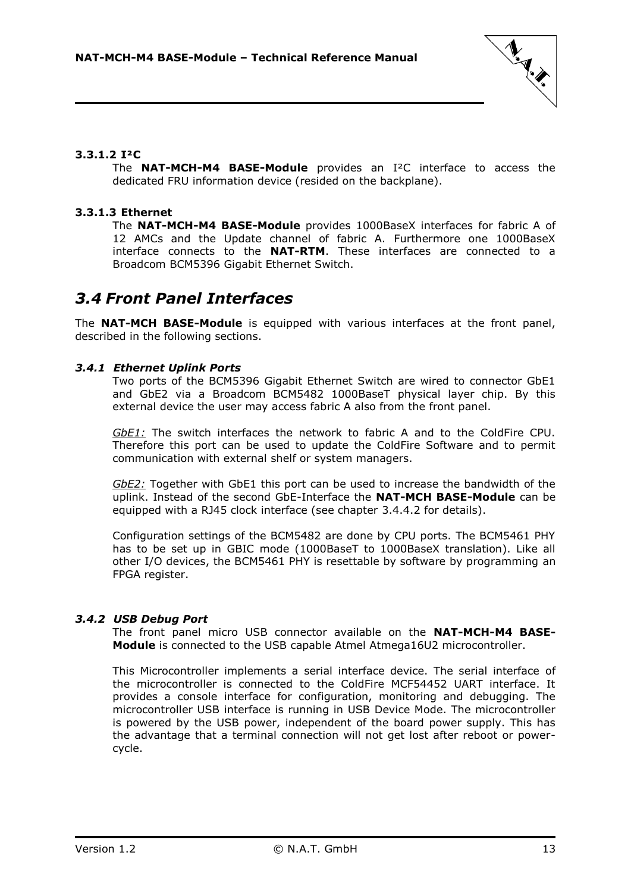#### 3.3.1.2 I²C

The **NAT-MCH-M4 BASE-Module** provides an I²C interface to access the dedicated FRU information device (resided on the backplane).

#### 3.3.1.3 Ethernet

The **NAT-MCH-M4 BASE-Module** provides 1000BaseX interfaces for fabric A of 12 AMCs and the Update channel of fabric A. Furthermore one 1000BaseX interface connects to the **NAT-RTM**. These interfaces are connected to a Broadcom BCM5396 Gigabit Ethernet Switch.

## *3.4 Front Panel Interfaces*

The **NAT-MCH BASE-Module** is equipped with various interfaces at the front panel, described in the following sections.

### *3.4.1 Ethernet Uplink Ports*

Two ports of the BCM5396 Gigabit Ethernet Switch are wired to connector GbE1 and GbE2 via a Broadcom BCM5482 1000BaseT physical layer chip. By this external device the user may access fabric A also from the front panel.

*GbE1:* The switch interfaces the network to fabric A and to the ColdFire CPU. Therefore this port can be used to update the ColdFire Software and to permit communication with external shelf or system managers.

*GbE2:* Together with GbE1 this port can be used to increase the bandwidth of the uplink. Instead of the second GbE-Interface the **NAT-MCH BASE-Module** can be equipped with a RJ45 clock interface (see chapter 3.4.4.2 for details).

Configuration settings of the BCM5482 are done by CPU ports. The BCM5461 PHY has to be set up in GBIC mode (1000BaseT to 1000BaseX translation). Like all other I/O devices, the BCM5461 PHY is resettable by software by programming an FPGA register.

### *3.4.2 USB Debug Port*

The front panel micro USB connector available on the **NAT-MCH-M4 BASE-Module** is connected to the USB capable Atmel Atmega16U2 microcontroller.

This Microcontroller implements a serial interface device. The serial interface of the microcontroller is connected to the ColdFire MCF54452 UART interface. It provides a console interface for configuration, monitoring and debugging. The microcontroller USB interface is running in USB Device Mode. The microcontroller is powered by the USB power, independent of the board power supply. This has the advantage that a terminal connection will not get lost after reboot or power-cycle.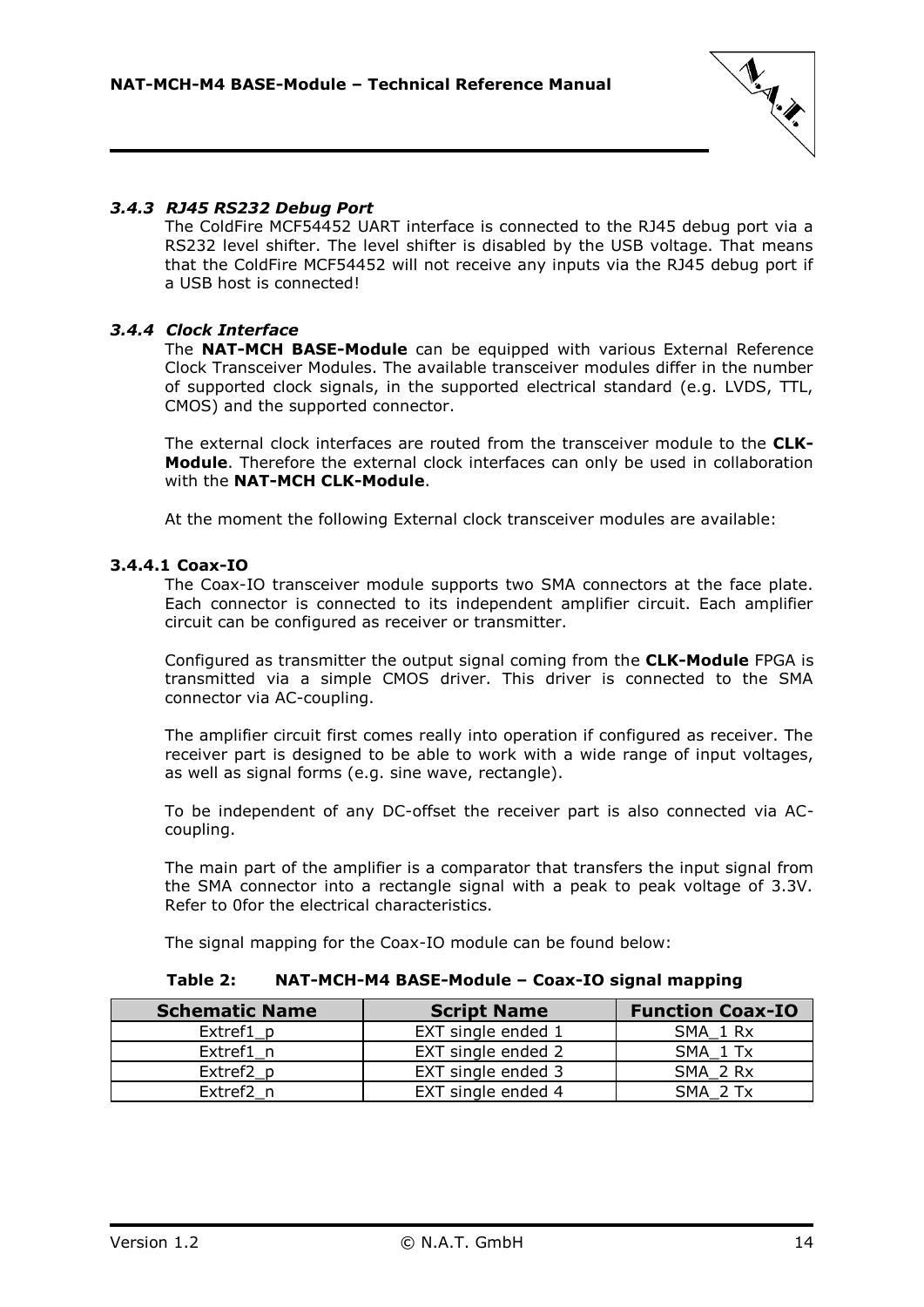### *3.4.3 RJ45 RS232 Debug Port*

The ColdFire MCF54452 UART interface is connected to the RJ45 debug port via a RS232 level shifter. The level shifter is disabled by the USB voltage. That means that the ColdFire MCF54452 will not receive any inputs via the RJ45 debug port if a USB host is connected!

### *3.4.4 Clock Interface*

The **NAT-MCH BASE-Module** can be equipped with various External Reference Clock Transceiver Modules. The available transceiver modules differ in the number of supported clock signals, in the supported electrical standard (e.g. LVDS, TTL, CMOS) and the supported connector.

The external clock interfaces are routed from the transceiver module to the **CLK-Module**. Therefore the external clock interfaces can only be used in collaboration with the **NAT-MCH CLK-Module**.

At the moment the following External clock transceiver modules are available:

#### 3.4.4.1 Coax-IO

The Coax-IO transceiver module supports two SMA connectors at the face plate. Each connector is connected to its independent amplifier circuit. Each amplifier circuit can be configured as receiver or transmitter.

Configured as transmitter the output signal coming from the **CLK-Module** FPGA is transmitted via a simple CMOS driver. This driver is connected to the SMA connector via AC-coupling.

The amplifier circuit first comes really into operation if configured as receiver. The receiver part is designed to be able to work with a wide range of input voltages, as well as signal forms (e.g. sine wave, rectangle).

To be independent of any DC-offset the receiver part is also connected via AC-coupling.

The main part of the amplifier is a comparator that transfers the input signal from the SMA connector into a rectangle signal with a peak to peak voltage of 3.3V. Refer to 0for the electrical characteristics.

The signal mapping for the Coax-IO module can be found below:

**Table 2: NAT-MCH-M4 BASE-Module – Coax-IO signal mapping**

| Schematic Name | Script Name | Function Coax-IO |
|---|---|---|
| Extref1_p | EXT single ended 1 | SMA_1 Rx |
| Extref1_n | EXT single ended 2 | SMA_1 Tx |
| Extref2_p | EXT single ended 3 | SMA_2 Rx |
| Extref2_n | EXT single ended 4 | SMA_2 Tx |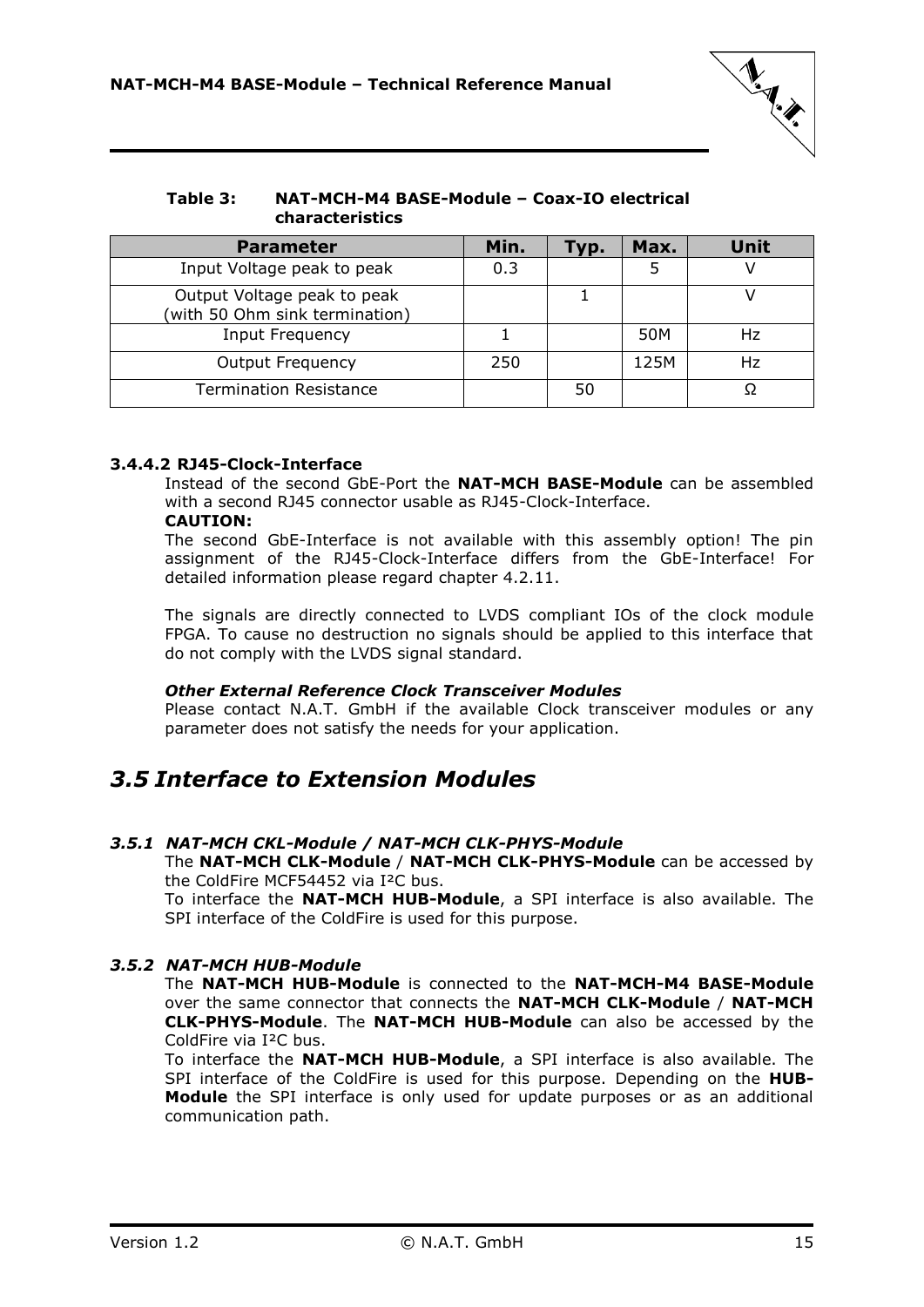**Table 3: NAT-MCH-M4 BASE-Module – Coax-IO electrical characteristics**

| Parameter | Min. | Typ. | Max. | Unit |
|---|---|---|---|---|
| Input Voltage peak to peak | 0.3 | | 5 | V |
| Output Voltage peak to peak (with 50 Ohm sink termination) | | 1 | | V |
| Input Frequency | 1 | | 50M | Hz |
| Output Frequency | 250 | | 125M | Hz |
| Termination Resistance | | 50 | | Ω |

#### 3.4.4.2 RJ45-Clock-Interface

Instead of the second GbE-Port the **NAT-MCH BASE-Module** can be assembled with a second RJ45 connector usable as RJ45-Clock-Interface.

**CAUTION:**

The second GbE-Interface is not available with this assembly option! The pin assignment of the RJ45-Clock-Interface differs from the GbE-Interface! For detailed information please regard chapter 4.2.11.

The signals are directly connected to LVDS compliant IOs of the clock module FPGA. To cause no destruction no signals should be applied to this interface that do not comply with the LVDS signal standard.

***Other External Reference Clock Transceiver Modules***

Please contact N.A.T. GmbH if the available Clock transceiver modules or any parameter does not satisfy the needs for your application.

## 3.5 Interface to Extension Modules

### 3.5.1 NAT-MCH CKL-Module / NAT-MCH CLK-PHYS-Module

The **NAT-MCH CLK-Module** / **NAT-MCH CLK-PHYS-Module** can be accessed by the ColdFire MCF54452 via I²C bus.

To interface the **NAT-MCH HUB-Module**, a SPI interface is also available. The SPI interface of the ColdFire is used for this purpose.

### 3.5.2 NAT-MCH HUB-Module

The **NAT-MCH HUB-Module** is connected to the **NAT-MCH-M4 BASE-Module** over the same connector that connects the **NAT-MCH CLK-Module** / **NAT-MCH CLK-PHYS-Module**. The **NAT-MCH HUB-Module** can also be accessed by the ColdFire via I²C bus.

To interface the **NAT-MCH HUB-Module**, a SPI interface is also available. The SPI interface of the ColdFire is used for this purpose. Depending on the **HUB-Module** the SPI interface is only used for update purposes or as an additional communication path.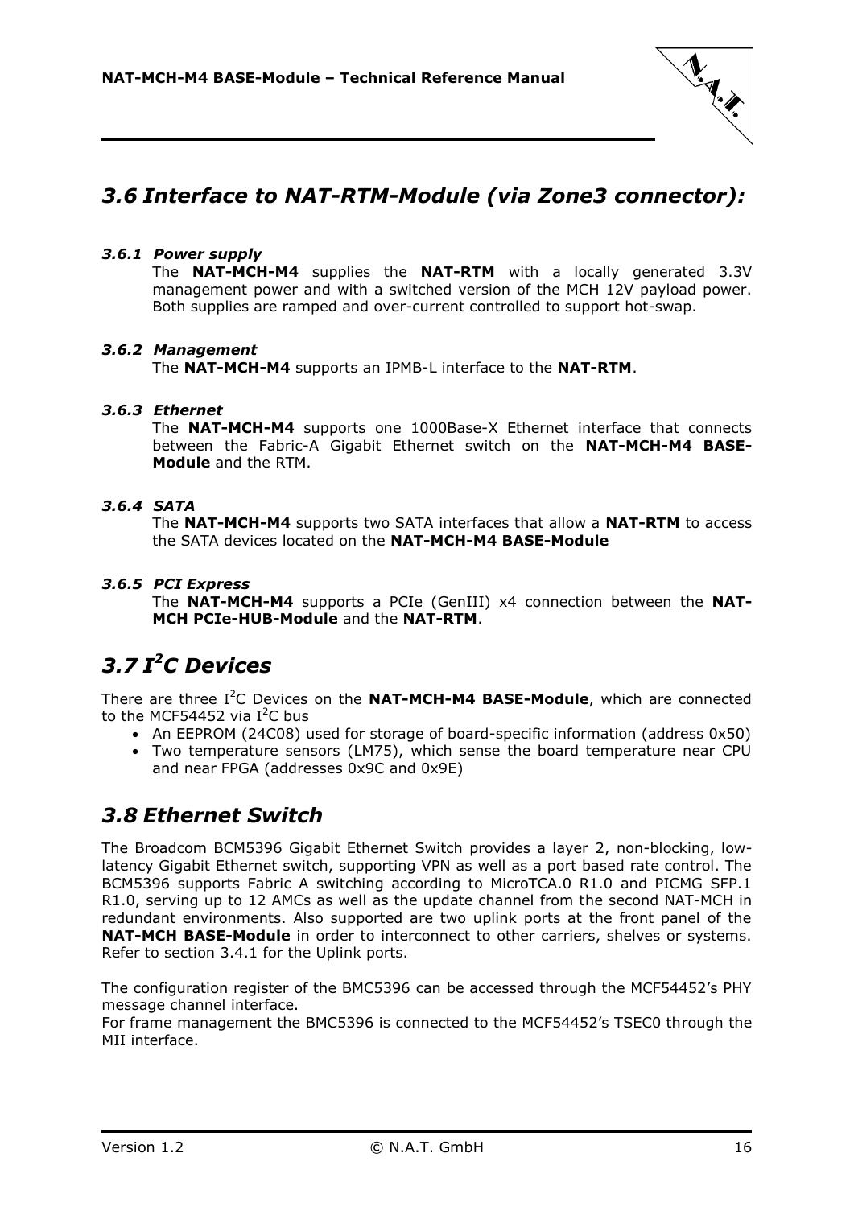## 3.6 Interface to NAT-RTM-Module (via Zone3 connector):

#### *3.6.1 Power supply*

The **NAT-MCH-M4** supplies the **NAT-RTM** with a locally generated 3.3V management power and with a switched version of the MCH 12V payload power. Both supplies are ramped and over-current controlled to support hot-swap.

#### *3.6.2 Management*

The **NAT-MCH-M4** supports an IPMB-L interface to the **NAT-RTM**.

#### *3.6.3 Ethernet*

The **NAT-MCH-M4** supports one 1000Base-X Ethernet interface that connects between the Fabric-A Gigabit Ethernet switch on the **NAT-MCH-M4 BASE-Module** and the RTM.

#### *3.6.4 SATA*

The **NAT-MCH-M4** supports two SATA interfaces that allow a **NAT-RTM** to access the SATA devices located on the **NAT-MCH-M4 BASE-Module**

#### *3.6.5 PCI Express*

The **NAT-MCH-M4** supports a PCIe (GenIII) x4 connection between the **NAT-MCH PCIe-HUB-Module** and the **NAT-RTM**.

## 3.7 $I^2C$ Devices

There are three $I^2C$ Devices on the **NAT-MCH-M4 BASE-Module**, which are connected to the MCF54452 via $I^2C$ bus

- An EEPROM (24C08) used for storage of board-specific information (address 0x50)
- Two temperature sensors (LM75), which sense the board temperature near CPU and near FPGA (addresses 0x9C and 0x9E)

## 3.8 Ethernet Switch

The Broadcom BCM5396 Gigabit Ethernet Switch provides a layer 2, non-blocking, low-latency Gigabit Ethernet switch, supporting VPN as well as a port based rate control. The BCM5396 supports Fabric A switching according to MicroTCA.0 R1.0 and PICMG SFP.1 R1.0, serving up to 12 AMCs as well as the update channel from the second NAT-MCH in redundant environments. Also supported are two uplink ports at the front panel of the **NAT-MCH BASE-Module** in order to interconnect to other carriers, shelves or systems. Refer to section 3.4.1 for the Uplink ports.

The configuration register of the BMC5396 can be accessed through the MCF54452's PHY message channel interface.
For frame management the BMC5396 is connected to the MCF54452's TSEC0 through the MII interface.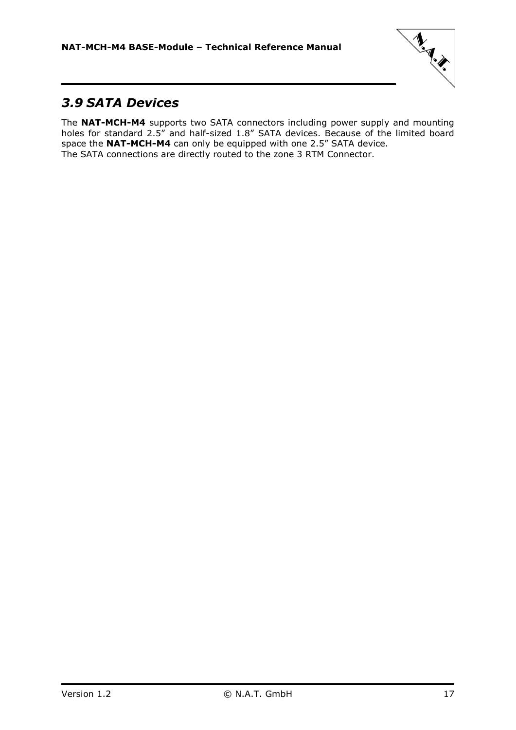## *3.9 SATA Devices*

The **NAT-MCH-M4** supports two SATA connectors including power supply and mounting holes for standard 2.5” and half-sized 1.8” SATA devices. Because of the limited board space the **NAT-MCH-M4** can only be equipped with one 2.5” SATA device.
The SATA connections are directly routed to the zone 3 RTM Connector.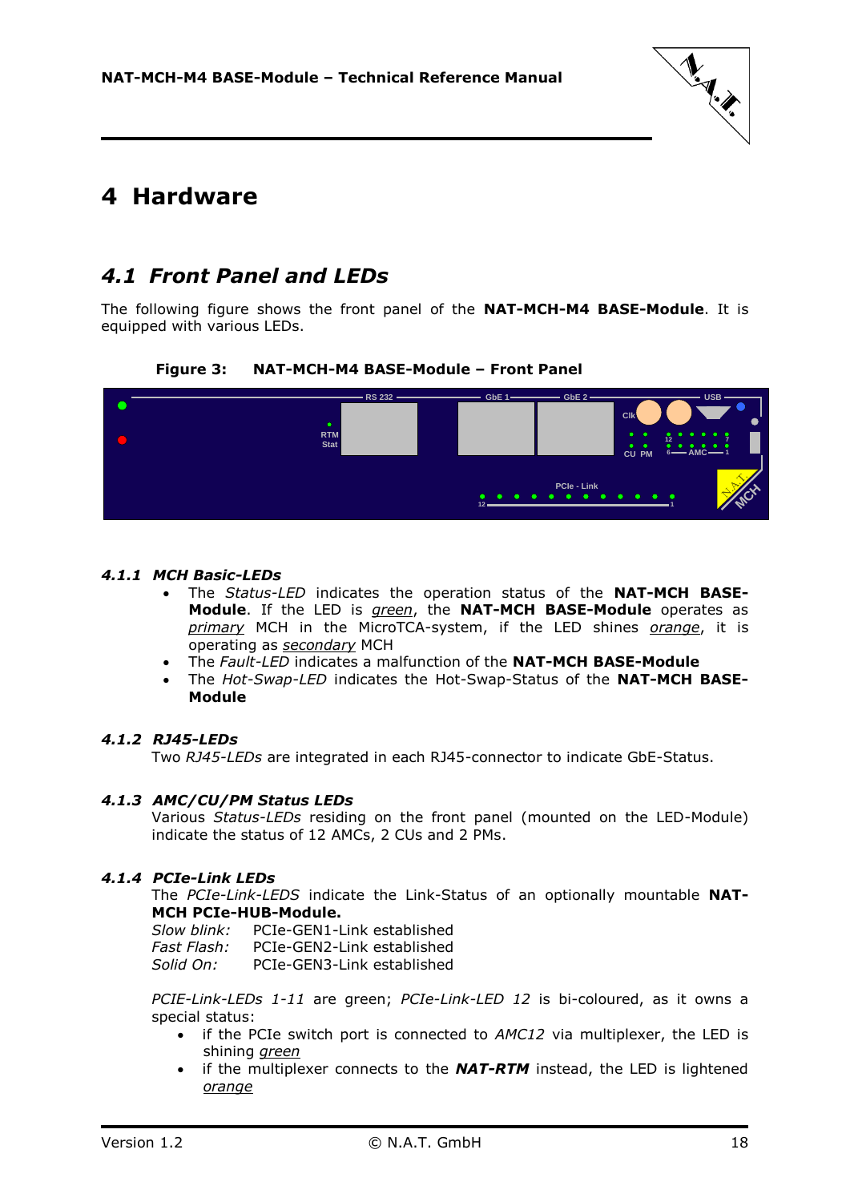# 4 Hardware

## 4.1 Front Panel and LEDs

The following figure shows the front panel of the **NAT-MCH-M4 BASE-Module**. It is equipped with various LEDs.

**Figure 3: NAT-MCH-M4 BASE-Module – Front Panel**

### 4.1.1 MCH Basic-LEDs

- The *Status-LED* indicates the operation status of the **NAT-MCH BASE-Module**. If the LED is *green*, the **NAT-MCH BASE-Module** operates as *primary* MCH in the MicroTCA-system, if the LED shines *orange*, it is operating as *secondary* MCH
- The *Fault-LED* indicates a malfunction of the **NAT-MCH BASE-Module**
- The *Hot-Swap-LED* indicates the Hot-Swap-Status of the **NAT-MCH BASE-Module**

### 4.1.2 RJ45-LEDs

Two *RJ45-LEDs* are integrated in each RJ45-connector to indicate GbE-Status.

### 4.1.3 AMC/CU/PM Status LEDs

Various *Status-LEDs* residing on the front panel (mounted on the LED-Module) indicate the status of 12 AMCs, 2 CUs and 2 PMs.

### 4.1.4 PCIe-Link LEDs

The *PCIe-Link-LEDS* indicate the Link-Status of an optionally mountable **NAT-MCH PCIe-HUB-Module.**

*Slow blink:* PCIe-GEN1-Link established
*Fast Flash:* PCIe-GEN2-Link established
*Solid On:* PCIe-GEN3-Link established

*PCIE-Link-LEDs 1-11* are green; *PCIe-Link-LED 12* is bi-coloured, as it owns a special status:

- if the PCIe switch port is connected to *AMC12* via multiplexer, the LED is shining *green*
- if the multiplexer connects to the ***NAT-RTM*** instead, the LED is lightened *orange*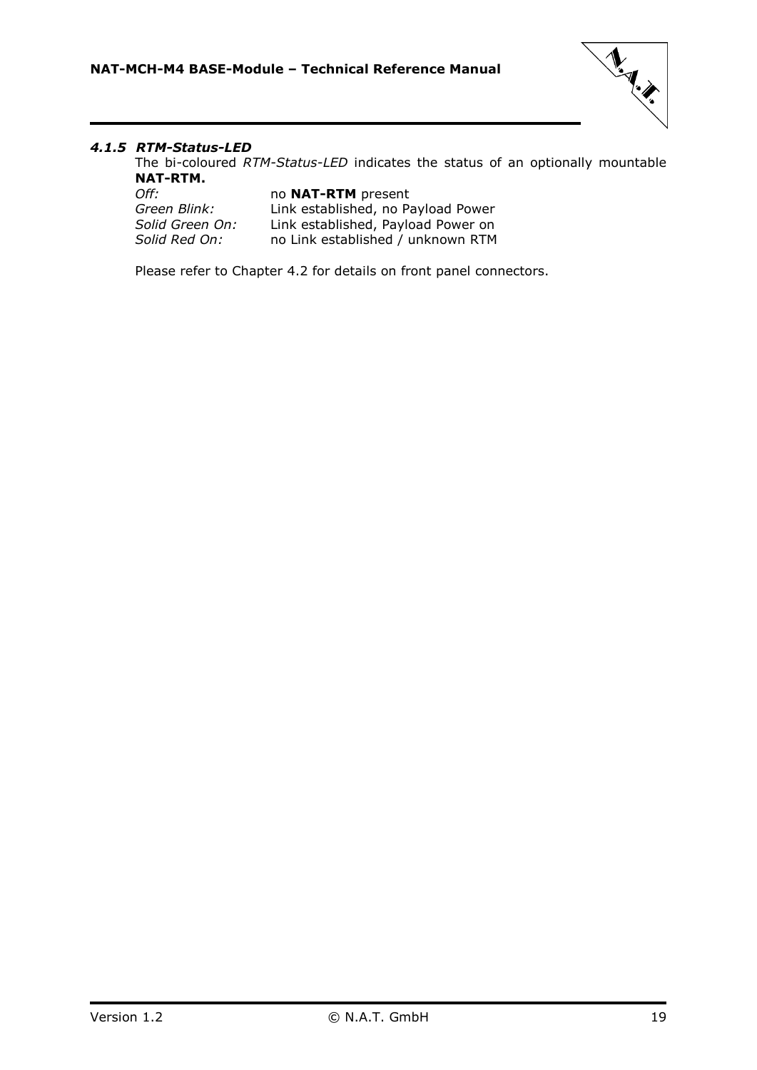#### *4.1.5 RTM-Status-LED*

The bi-coloured *RTM-Status-LED* indicates the status of an optionally mountable **NAT-RTM.**

| | |
|---|---|
| *Off:* | no **NAT-RTM** present |
| *Green Blink:* | Link established, no Payload Power |
| *Solid Green On:* | Link established, Payload Power on |
| *Solid Red On:* | no Link established / unknown RTM |

Please refer to Chapter 4.2 for details on front panel connectors.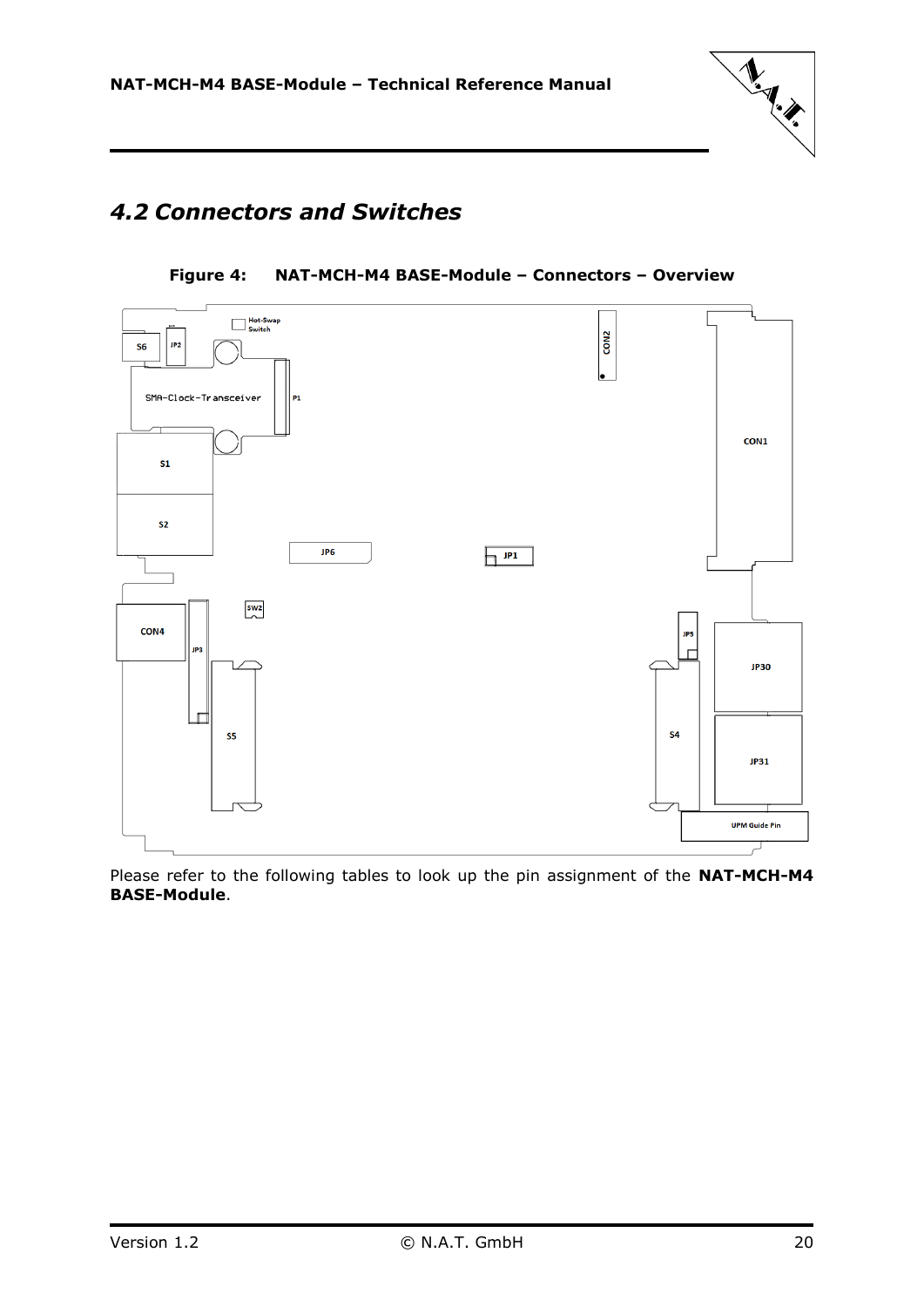## 4.2 Connectors and Switches

**Figure 4: NAT-MCH-M4 BASE-Module – Connectors – Overview**

Please refer to the following tables to look up the pin assignment of the **NAT-MCH-M4 BASE-Module**.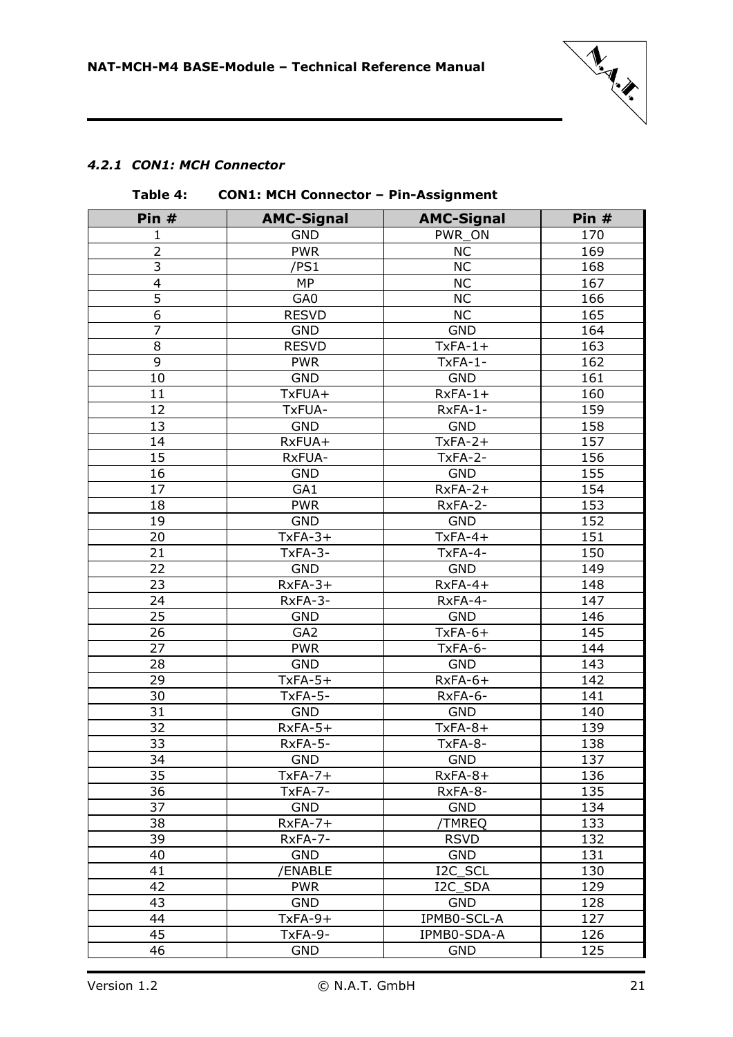#### 4.2.1 CON1: MCH Connector

**Table 4: CON1: MCH Connector – Pin-Assignment**

| Pin # | AMC-Signal | AMC-Signal | Pin # |
|---|---|---|---|
| 1 | GND | PWR_ON | 170 |
| 2 | PWR | NC | 169 |
| 3 | /PS1 | NC | 168 |
| 4 | MP | NC | 167 |
| 5 | GA0 | NC | 166 |
| 6 | RESVD | NC | 165 |
| 7 | GND | GND | 164 |
| 8 | RESVD | TxFA-1+ | 163 |
| 9 | PWR | TxFA-1- | 162 |
| 10 | GND | GND | 161 |
| 11 | TxFUA+ | RxFA-1+ | 160 |
| 12 | TxFUA- | RxFA-1- | 159 |
| 13 | GND | GND | 158 |
| 14 | RxFUA+ | TxFA-2+ | 157 |
| 15 | RxFUA- | TxFA-2- | 156 |
| 16 | GND | GND | 155 |
| 17 | GA1 | RxFA-2+ | 154 |
| 18 | PWR | RxFA-2- | 153 |
| 19 | GND | GND | 152 |
| 20 | TxFA-3+ | TxFA-4+ | 151 |
| 21 | TxFA-3- | TxFA-4- | 150 |
| 22 | GND | GND | 149 |
| 23 | RxFA-3+ | RxFA-4+ | 148 |
| 24 | RxFA-3- | RxFA-4- | 147 |
| 25 | GND | GND | 146 |
| 26 | GA2 | TxFA-6+ | 145 |
| 27 | PWR | TxFA-6- | 144 |
| 28 | GND | GND | 143 |
| 29 | TxFA-5+ | RxFA-6+ | 142 |
| 30 | TxFA-5- | RxFA-6- | 141 |
| 31 | GND | GND | 140 |
| 32 | RxFA-5+ | TxFA-8+ | 139 |
| 33 | RxFA-5- | TxFA-8- | 138 |
| 34 | GND | GND | 137 |
| 35 | TxFA-7+ | RxFA-8+ | 136 |
| 36 | TxFA-7- | RxFA-8- | 135 |
| 37 | GND | GND | 134 |
| 38 | RxFA-7+ | /TMREQ | 133 |
| 39 | RxFA-7- | RSVD | 132 |
| 40 | GND | GND | 131 |
| 41 | /ENABLE | I2C_SCL | 130 |
| 42 | PWR | I2C_SDA | 129 |
| 43 | GND | GND | 128 |
| 44 | TxFA-9+ | IPMB0-SCL-A | 127 |
| 45 | TxFA-9- | IPMB0-SDA-A | 126 |
| 46 | GND | GND | 125 |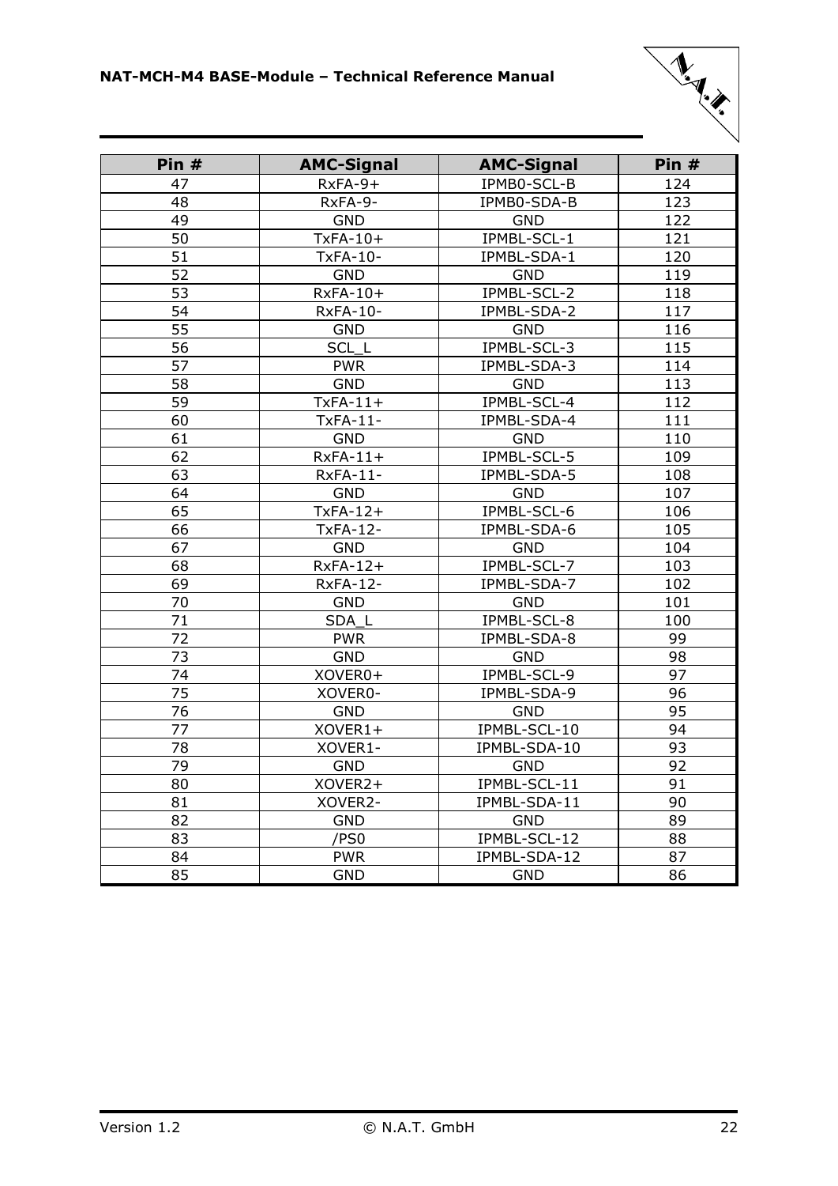| Pin # | AMC-Signal | AMC-Signal | Pin # |
| --- | --- | --- | --- |
| 47 | RxFA-9+ | IPMB0-SCL-B | 124 |
| 48 | RxFA-9- | IPMB0-SDA-B | 123 |
| 49 | GND | GND | 122 |
| 50 | TxFA-10+ | IPMBL-SCL-1 | 121 |
| 51 | TxFA-10- | IPMBL-SDA-1 | 120 |
| 52 | GND | GND | 119 |
| 53 | RxFA-10+ | IPMBL-SCL-2 | 118 |
| 54 | RxFA-10- | IPMBL-SDA-2 | 117 |
| 55 | GND | GND | 116 |
| 56 | SCL_L | IPMBL-SCL-3 | 115 |
| 57 | PWR | IPMBL-SDA-3 | 114 |
| 58 | GND | GND | 113 |
| 59 | TxFA-11+ | IPMBL-SCL-4 | 112 |
| 60 | TxFA-11- | IPMBL-SDA-4 | 111 |
| 61 | GND | GND | 110 |
| 62 | RxFA-11+ | IPMBL-SCL-5 | 109 |
| 63 | RxFA-11- | IPMBL-SDA-5 | 108 |
| 64 | GND | GND | 107 |
| 65 | TxFA-12+ | IPMBL-SCL-6 | 106 |
| 66 | TxFA-12- | IPMBL-SDA-6 | 105 |
| 67 | GND | GND | 104 |
| 68 | RxFA-12+ | IPMBL-SCL-7 | 103 |
| 69 | RxFA-12- | IPMBL-SDA-7 | 102 |
| 70 | GND | GND | 101 |
| 71 | SDA_L | IPMBL-SCL-8 | 100 |
| 72 | PWR | IPMBL-SDA-8 | 99 |
| 73 | GND | GND | 98 |
| 74 | XOVER0+ | IPMBL-SCL-9 | 97 |
| 75 | XOVER0- | IPMBL-SDA-9 | 96 |
| 76 | GND | GND | 95 |
| 77 | XOVER1+ | IPMBL-SCL-10 | 94 |
| 78 | XOVER1- | IPMBL-SDA-10 | 93 |
| 79 | GND | GND | 92 |
| 80 | XOVER2+ | IPMBL-SCL-11 | 91 |
| 81 | XOVER2- | IPMBL-SDA-11 | 90 |
| 82 | GND | GND | 89 |
| 83 | /PS0 | IPMBL-SCL-12 | 88 |
| 84 | PWR | IPMBL-SDA-12 | 87 |
| 85 | GND | GND | 86 |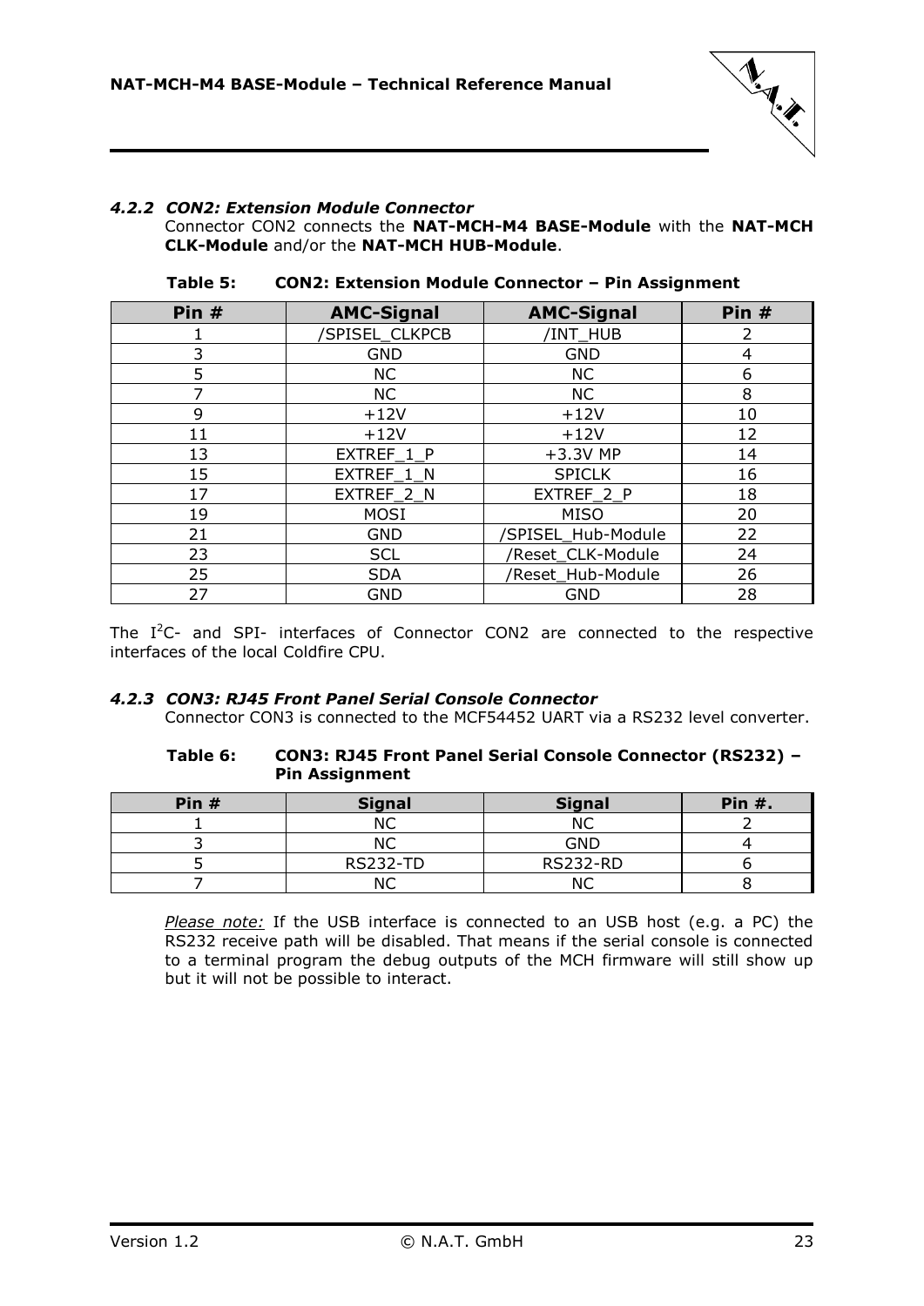### *4.2.2 CON2: Extension Module Connector*

Connector CON2 connects the **NAT-MCH-M4 BASE-Module** with the **NAT-MCH CLK-Module** and/or the **NAT-MCH HUB-Module**.

**Table 5: CON2: Extension Module Connector – Pin Assignment**

| Pin # | AMC-Signal | AMC-Signal | Pin # |
|---|---|---|---|
| 1 | /SPISEL_CLKPCB | /INT_HUB | 2 |
| 3 | GND | GND | 4 |
| 5 | NC | NC | 6 |
| 7 | NC | NC | 8 |
| 9 | +12V | +12V | 10 |
| 11 | +12V | +12V | 12 |
| 13 | EXTREF_1_P | +3.3V MP | 14 |
| 15 | EXTREF_1_N | SPICLK | 16 |
| 17 | EXTREF_2_N | EXTREF_2_P | 18 |
| 19 | MOSI | MISO | 20 |
| 21 | GND | /SPISEL_Hub-Module | 22 |
| 23 | SCL | /Reset_CLK-Module | 24 |
| 25 | SDA | /Reset_Hub-Module | 26 |
| 27 | GND | GND | 28 |

The $I^2C$- and SPI- interfaces of Connector CON2 are connected to the respective interfaces of the local Coldfire CPU.

### *4.2.3 CON3: RJ45 Front Panel Serial Console Connector*

Connector CON3 is connected to the MCF54452 UART via a RS232 level converter.

**Table 6: CON3: RJ45 Front Panel Serial Console Connector (RS232) – Pin Assignment**

| Pin # | Signal | Signal | Pin #. |
|---|---|---|---|
| 1 | NC | NC | 2 |
| 3 | NC | GND | 4 |
| 5 | RS232-TD | RS232-RD | 6 |
| 7 | NC | NC | 8 |

*Please note:* If the USB interface is connected to an USB host (e.g. a PC) the RS232 receive path will be disabled. That means if the serial console is connected to a terminal program the debug outputs of the MCH firmware will still show up but it will not be possible to interact.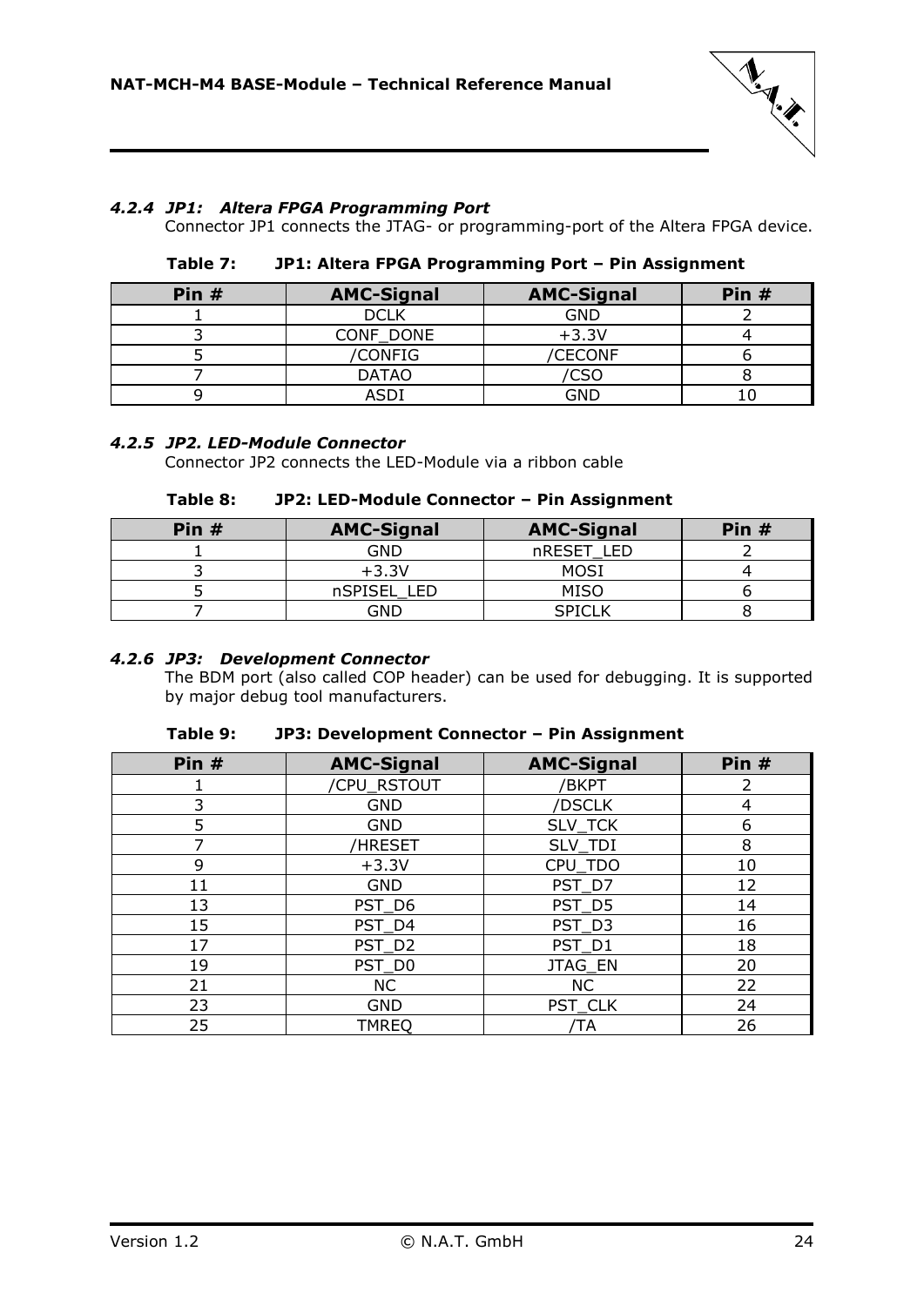#### *4.2.4 JP1: Altera FPGA Programming Port*

Connector JP1 connects the JTAG- or programming-port of the Altera FPGA device.

**Table 7: JP1: Altera FPGA Programming Port – Pin Assignment**

| Pin # | AMC-Signal | AMC-Signal | Pin # |
|---|---|---|---|
| 1 | DCLK | GND | 2 |
| 3 | CONF_DONE | +3.3V | 4 |
| 5 | /CONFIG | /CECONF | 6 |
| 7 | DATAO | /CSO | 8 |
| 9 | ASDI | GND | 10 |

#### *4.2.5 JP2. LED-Module Connector*

Connector JP2 connects the LED-Module via a ribbon cable

**Table 8: JP2: LED-Module Connector – Pin Assignment**

| Pin # | AMC-Signal | AMC-Signal | Pin # |
|---|---|---|---|
| 1 | GND | nRESET_LED | 2 |
| 3 | +3.3V | MOSI | 4 |
| 5 | nSPISEL_LED | MISO | 6 |
| 7 | GND | SPICLK | 8 |

#### *4.2.6 JP3: Development Connector*

The BDM port (also called COP header) can be used for debugging. It is supported by major debug tool manufacturers.

**Table 9: JP3: Development Connector – Pin Assignment**

| Pin # | AMC-Signal | AMC-Signal | Pin # |
|---|---|---|---|
| 1 | /CPU_RSTOUT | /BKPT | 2 |
| 3 | GND | /DSCLK | 4 |
| 5 | GND | SLV_TCK | 6 |
| 7 | /HRESET | SLV_TDI | 8 |
| 9 | +3.3V | CPU_TDO | 10 |
| 11 | GND | PST_D7 | 12 |
| 13 | PST_D6 | PST_D5 | 14 |
| 15 | PST_D4 | PST_D3 | 16 |
| 17 | PST_D2 | PST_D1 | 18 |
| 19 | PST_D0 | JTAG_EN | 20 |
| 21 | NC | NC | 22 |
| 23 | GND | PST_CLK | 24 |
| 25 | TMREQ | /TA | 26 |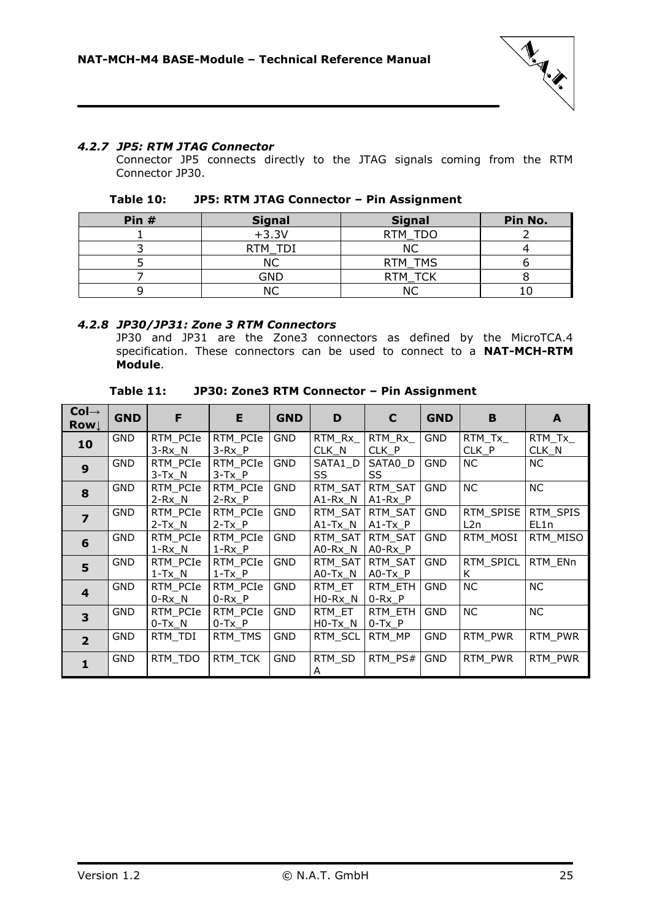#### *4.2.7 JP5: RTM JTAG Connector*

Connector JP5 connects directly to the JTAG signals coming from the RTM Connector JP30.

**Table 10: JP5: RTM JTAG Connector – Pin Assignment**

| Pin # | Signal | Signal | Pin No. |
|---|---|---|---|
| 1 | +3.3V | RTM_TDO | 2 |
| 3 | RTM_TDI | NC | 4 |
| 5 | NC | RTM_TMS | 6 |
| 7 | GND | RTM_TCK | 8 |
| 9 | NC | NC | 10 |

#### *4.2.8 JP30/JP31: Zone 3 RTM Connectors*

JP30 and JP31 are the Zone3 connectors as defined by the MicroTCA.4 specification. These connectors can be used to connect to a **NAT-MCH-RTM Module**.

**Table 11: JP30: Zone3 RTM Connector – Pin Assignment**

| Col→ Row↓ | GND | F | E | GND | D | C | GND | B | A |
|---|---|---|---|---|---|---|---|---|---|
| **10** | GND | RTM_PCIe3-Rx_N | RTM_PCIe3-Rx_P | GND | RTM_Rx_CLK_N | RTM_Rx_CLK_P | GND | RTM_Tx_CLK_P | RTM_Tx_CLK_N |
| **9** | GND | RTM_PCIe3-Tx_N | RTM_PCIe3-Tx_P | GND | SATA1_DSS | SATA0_DSS | GND | NC | NC |
| **8** | GND | RTM_PCIe2-Rx_N | RTM_PCIe2-Rx_P | GND | RTM_SATA1-Rx_N | RTM_SATA1-Rx_P | GND | NC | NC |
| **7** | GND | RTM_PCIe2-Tx_N | RTM_PCIe2-Tx_P | GND | RTM_SATA1-Tx_N | RTM_SATA1-Tx_P | GND | RTM_SPISEL2n | RTM_SPISEL1n |
| **6** | GND | RTM_PCIe1-Rx_N | RTM_PCIe1-Rx_P | GND | RTM_SATA0-Rx_N | RTM_SATA0-Rx_P | GND | RTM_MOSI | RTM_MISO |
| **5** | GND | RTM_PCIe1-Tx_N | RTM_PCIe1-Tx_P | GND | RTM_SATA0-Tx_N | RTM_SATA0-Tx_P | GND | RTM_SPICLK | RTM_ENn |
| **4** | GND | RTM_PCIe0-Rx_N | RTM_PCIe0-Rx_P | GND | RTM_ETH0-Rx_N | RTM_ETH0-Rx_P | GND | NC | NC |
| **3** | GND | RTM_PCIe0-Tx_N | RTM_PCIe0-Tx_P | GND | RTM_ETH0-Tx_N | RTM_ETH0-Tx_P | GND | NC | NC |
| **2** | GND | RTM_TDI | RTM_TMS | GND | RTM_SCL | RTM_MP | GND | RTM_PWR | RTM_PWR |
| **1** | GND | RTM_TDO | RTM_TCK | GND | RTM_SDA | RTM_PS# | GND | RTM_PWR | RTM_PWR |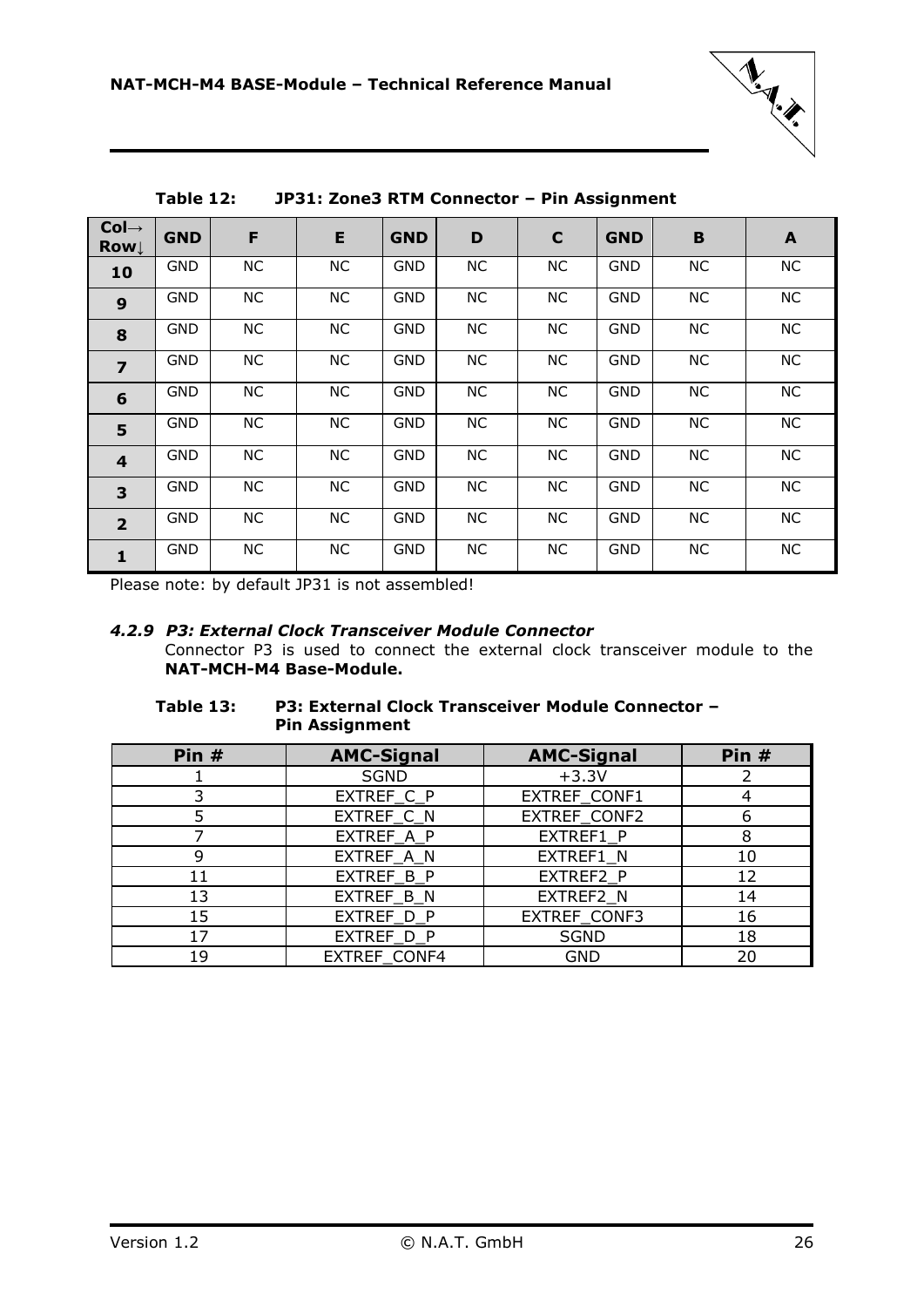**Table 12: JP31: Zone3 RTM Connector – Pin Assignment**

| Col→ Row↓ | GND | F | E | GND | D | C | GND | B | A |
|---|---|---|---|---|---|---|---|---|---|
| **10** | GND | NC | NC | GND | NC | NC | GND | NC | NC |
| **9** | GND | NC | NC | GND | NC | NC | GND | NC | NC |
| **8** | GND | NC | NC | GND | NC | NC | GND | NC | NC |
| **7** | GND | NC | NC | GND | NC | NC | GND | NC | NC |
| **6** | GND | NC | NC | GND | NC | NC | GND | NC | NC |
| **5** | GND | NC | NC | GND | NC | NC | GND | NC | NC |
| **4** | GND | NC | NC | GND | NC | NC | GND | NC | NC |
| **3** | GND | NC | NC | GND | NC | NC | GND | NC | NC |
| **2** | GND | NC | NC | GND | NC | NC | GND | NC | NC |
| **1** | GND | NC | NC | GND | NC | NC | GND | NC | NC |

Please note: by default JP31 is not assembled!

#### *4.2.9 P3: External Clock Transceiver Module Connector*

Connector P3 is used to connect the external clock transceiver module to the **NAT-MCH-M4 Base-Module.**

**Table 13: P3: External Clock Transceiver Module Connector – Pin Assignment**

| Pin # | AMC-Signal | AMC-Signal | Pin # |
|---|---|---|---|
| 1 | SGND | +3.3V | 2 |
| 3 | EXTREF_C_P | EXTREF_CONF1 | 4 |
| 5 | EXTREF_C_N | EXTREF_CONF2 | 6 |
| 7 | EXTREF_A_P | EXTREF1_P | 8 |
| 9 | EXTREF_A_N | EXTREF1_N | 10 |
| 11 | EXTREF_B_P | EXTREF2_P | 12 |
| 13 | EXTREF_B_N | EXTREF2_N | 14 |
| 15 | EXTREF_D_P | EXTREF_CONF3 | 16 |
| 17 | EXTREF_D_P | SGND | 18 |
| 19 | EXTREF_CONF4 | GND | 20 |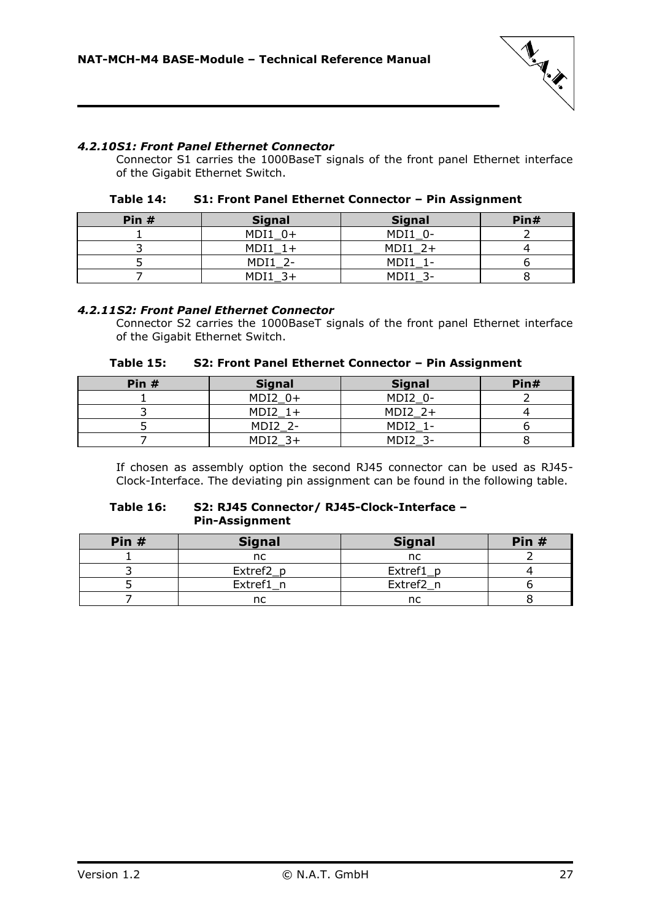#### *4.2.10S1: Front Panel Ethernet Connector*

Connector S1 carries the 1000BaseT signals of the front panel Ethernet interface of the Gigabit Ethernet Switch.

**Table 14: S1: Front Panel Ethernet Connector – Pin Assignment**

| Pin # | Signal | Signal | Pin# |
|---|---|---|---|
| 1 | MDI1_0+ | MDI1_0- | 2 |
| 3 | MDI1_1+ | MDI1_2+ | 4 |
| 5 | MDI1_2- | MDI1_1- | 6 |
| 7 | MDI1_3+ | MDI1_3- | 8 |

#### *4.2.11S2: Front Panel Ethernet Connector*

Connector S2 carries the 1000BaseT signals of the front panel Ethernet interface of the Gigabit Ethernet Switch.

**Table 15: S2: Front Panel Ethernet Connector – Pin Assignment**

| Pin # | Signal | Signal | Pin# |
|---|---|---|---|
| 1 | MDI2_0+ | MDI2_0- | 2 |
| 3 | MDI2_1+ | MDI2_2+ | 4 |
| 5 | MDI2_2- | MDI2_1- | 6 |
| 7 | MDI2_3+ | MDI2_3- | 8 |

If chosen as assembly option the second RJ45 connector can be used as RJ45-Clock-Interface. The deviating pin assignment can be found in the following table.

**Table 16: S2: RJ45 Connector/ RJ45-Clock-Interface – Pin-Assignment**

| Pin # | Signal | Signal | Pin # |
|---|---|---|---|
| 1 | nc | nc | 2 |
| 3 | Extref2_p | Extref1_p | 4 |
| 5 | Extref1_n | Extref2_n | 6 |
| 7 | nc | nc | 8 |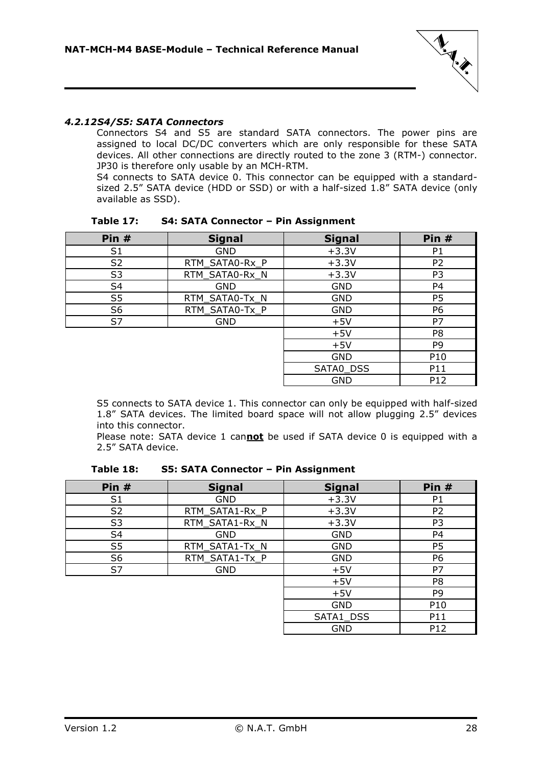#### *4.2.12 S4/S5: SATA Connectors*

Connectors S4 and S5 are standard SATA connectors. The power pins are assigned to local DC/DC converters which are only responsible for these SATA devices. All other connections are directly routed to the zone 3 (RTM-) connector. JP30 is therefore only usable by an MCH-RTM.

S4 connects to SATA device 0. This connector can be equipped with a standard-sized 2.5" SATA device (HDD or SSD) or with a half-sized 1.8" SATA device (only available as SSD).

**Table 17: S4: SATA Connector – Pin Assignment**

| Pin # | Signal | Signal | Pin # |
|---|---|---|---|
| S1 | GND | +3.3V | P1 |
| S2 | RTM_SATA0-Rx_P | +3.3V | P2 |
| S3 | RTM_SATA0-Rx_N | +3.3V | P3 |
| S4 | GND | GND | P4 |
| S5 | RTM_SATA0-Tx_N | GND | P5 |
| S6 | RTM_SATA0-Tx_P | GND | P6 |
| S7 | GND | +5V | P7 |
| | | +5V | P8 |
| | | +5V | P9 |
| | | GND | P10 |
| | | SATA0_DSS | P11 |
| | | GND | P12 |

S5 connects to SATA device 1. This connector can only be equipped with half-sized 1.8" SATA devices. The limited board space will not allow plugging 2.5" devices into this connector.

Please note: SATA device 1 can***not*** be used if SATA device 0 is equipped with a 2.5" SATA device.

**Table 18: S5: SATA Connector – Pin Assignment**

| Pin # | Signal | Signal | Pin # |
|---|---|---|---|
| S1 | GND | +3.3V | P1 |
| S2 | RTM_SATA1-Rx_P | +3.3V | P2 |
| S3 | RTM_SATA1-Rx_N | +3.3V | P3 |
| S4 | GND | GND | P4 |
| S5 | RTM_SATA1-Tx_N | GND | P5 |
| S6 | RTM_SATA1-Tx_P | GND | P6 |
| S7 | GND | +5V | P7 |
| | | +5V | P8 |
| | | +5V | P9 |
| | | GND | P10 |
| | | SATA1_DSS | P11 |
| | | GND | P12 |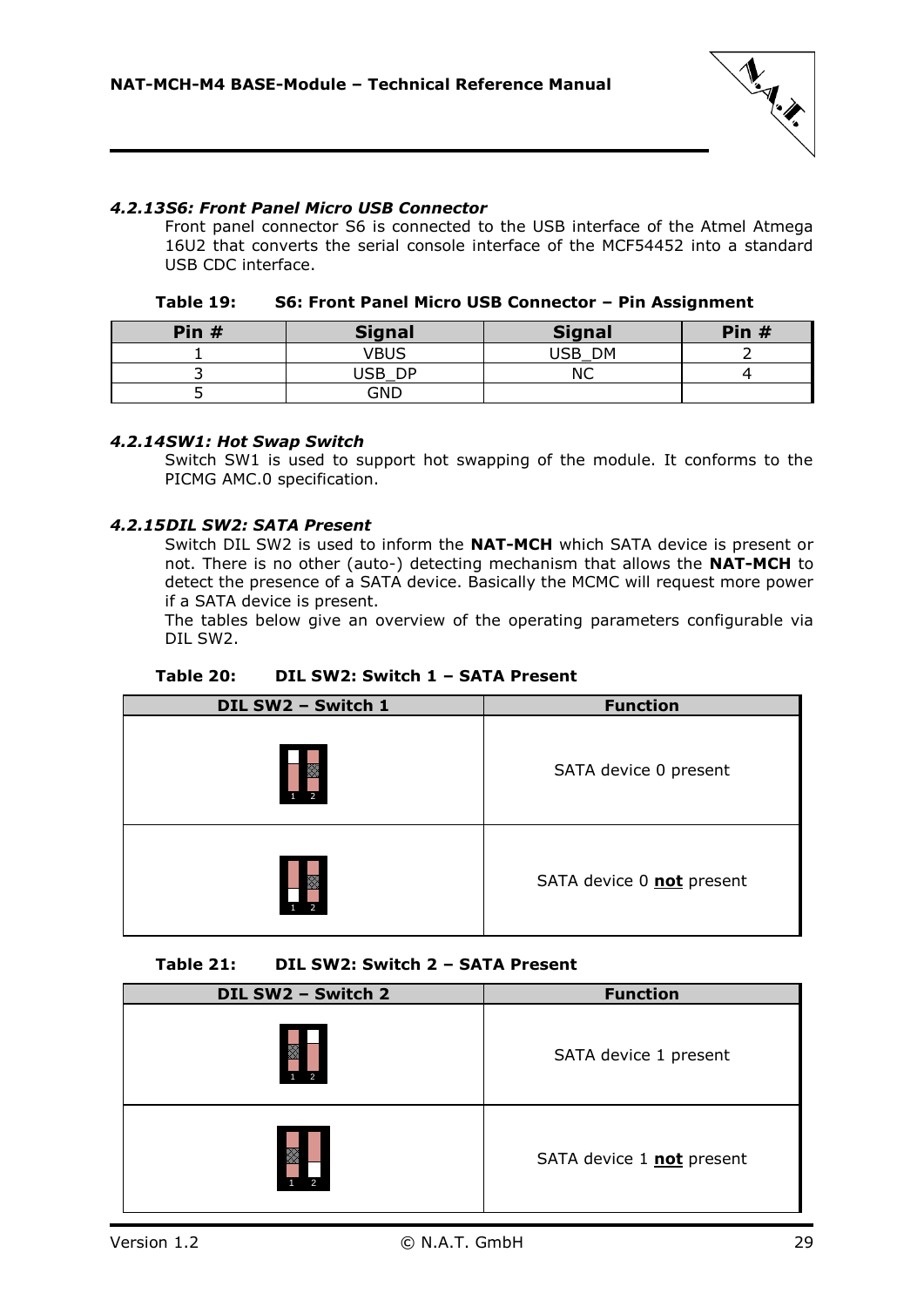### 4.2.13 S6: Front Panel Micro USB Connector

Front panel connector S6 is connected to the USB interface of the Atmel Atmega 16U2 that converts the serial console interface of the MCF54452 into a standard USB CDC interface.

**Table 19: S6: Front Panel Micro USB Connector – Pin Assignment**

| Pin # | Signal | Signal | Pin # |
|---|---|---|---|
| 1 | VBUS | USB_DM | 2 |
| 3 | USB_DP | NC | 4 |
| 5 | GND | | |

### 4.2.14 SW1: Hot Swap Switch

Switch SW1 is used to support hot swapping of the module. It conforms to the PICMG AMC.0 specification.

### 4.2.15 DIL SW2: SATA Present

Switch DIL SW2 is used to inform the **NAT-MCH** which SATA device is present or not. There is no other (auto-) detecting mechanism that allows the **NAT-MCH** to detect the presence of a SATA device. Basically the MCMC will request more power if a SATA device is present.

The tables below give an overview of the operating parameters configurable via DIL SW2.

**Table 20: DIL SW2: Switch 1 – SATA Present**

| DIL SW2 – Switch 1 | Function |
|---|---|
| 1 2 | SATA device 0 present |
| 1 2 | SATA device 0 **not** present |

**Table 21: DIL SW2: Switch 2 – SATA Present**

| DIL SW2 – Switch 2 | Function |
|---|---|
| 1 2 | SATA device 1 present |
| 1 2 | SATA device 1 **not** present |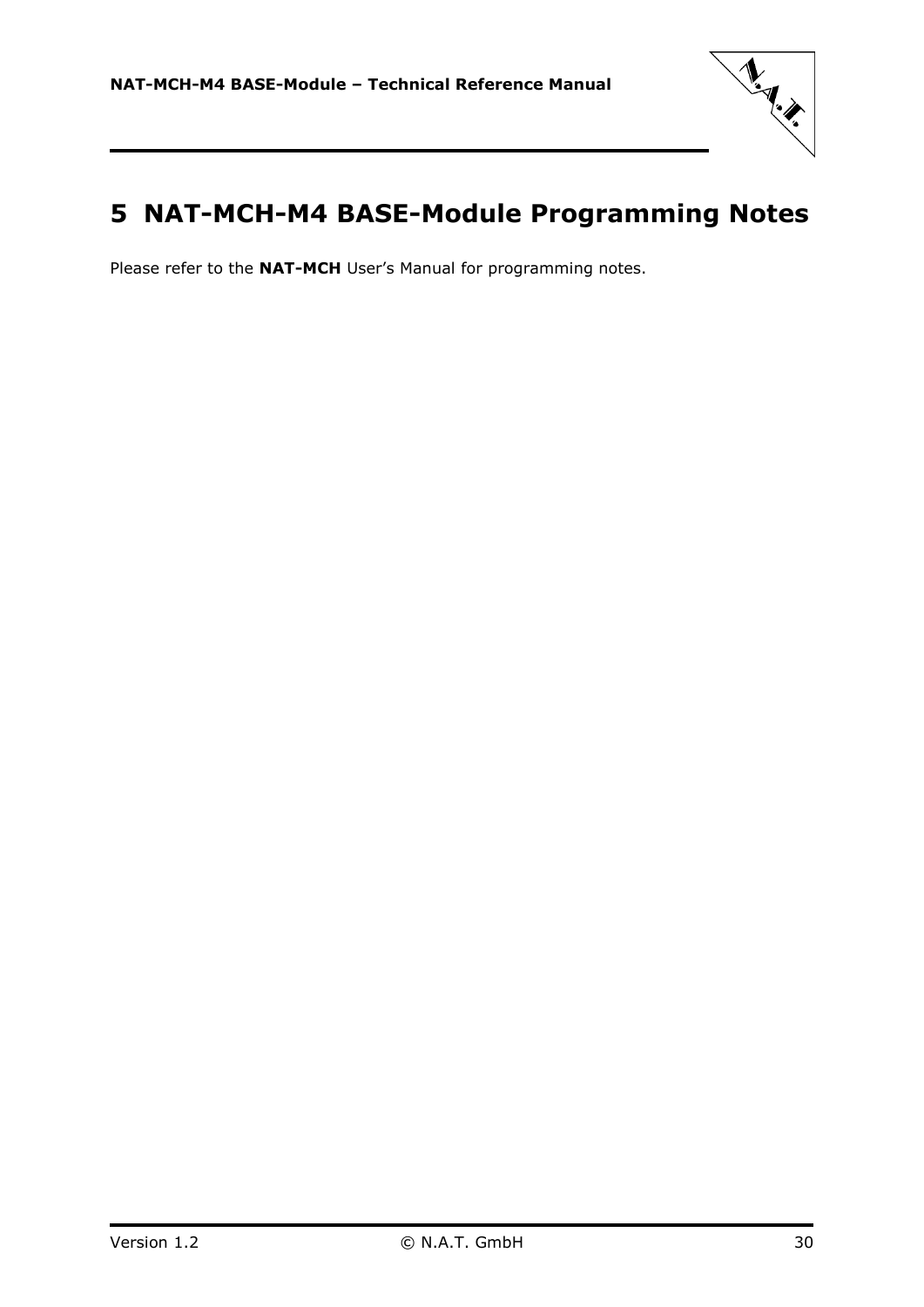# 5 NAT-MCH-M4 BASE-Module Programming Notes

Please refer to the **NAT-MCH** User's Manual for programming notes.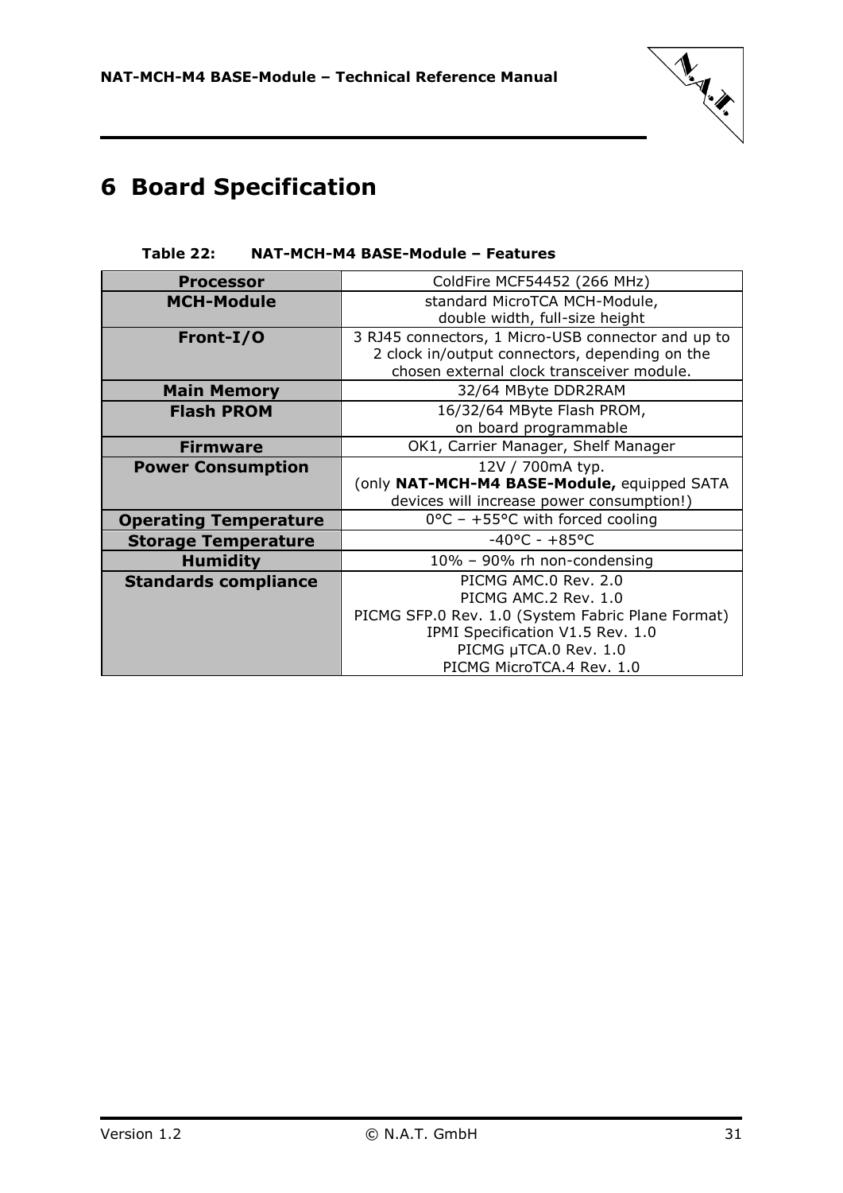# 6 Board Specification

**Table 22: NAT-MCH-M4 BASE-Module – Features**

| | |
|---|---|
| **Processor** | ColdFire MCF54452 (266 MHz) |
| **MCH-Module** | standard MicroTCA MCH-Module,<br>double width, full-size height |
| **Front-I/O** | 3 RJ45 connectors, 1 Micro-USB connector and up to 2 clock in/output connectors, depending on the chosen external clock transceiver module. |
| **Main Memory** | 32/64 MByte DDR2RAM |
| **Flash PROM** | 16/32/64 MByte Flash PROM,<br>on board programmable |
| **Firmware** | OK1, Carrier Manager, Shelf Manager |
| **Power Consumption** | 12V / 700mA typ.<br>(only **NAT-MCH-M4 BASE-Module,** equipped SATA devices will increase power consumption!) |
| **Operating Temperature** | 0°C – +55°C with forced cooling |
| **Storage Temperature** | -40°C - +85°C |
| **Humidity** | 10% – 90% rh non-condensing |
| **Standards compliance** | PICMG AMC.0 Rev. 2.0<br>PICMG AMC.2 Rev. 1.0<br>PICMG SFP.0 Rev. 1.0 (System Fabric Plane Format)<br>IPMI Specification V1.5 Rev. 1.0<br>PICMG µTCA.0 Rev. 1.0<br>PICMG MicroTCA.4 Rev. 1.0 |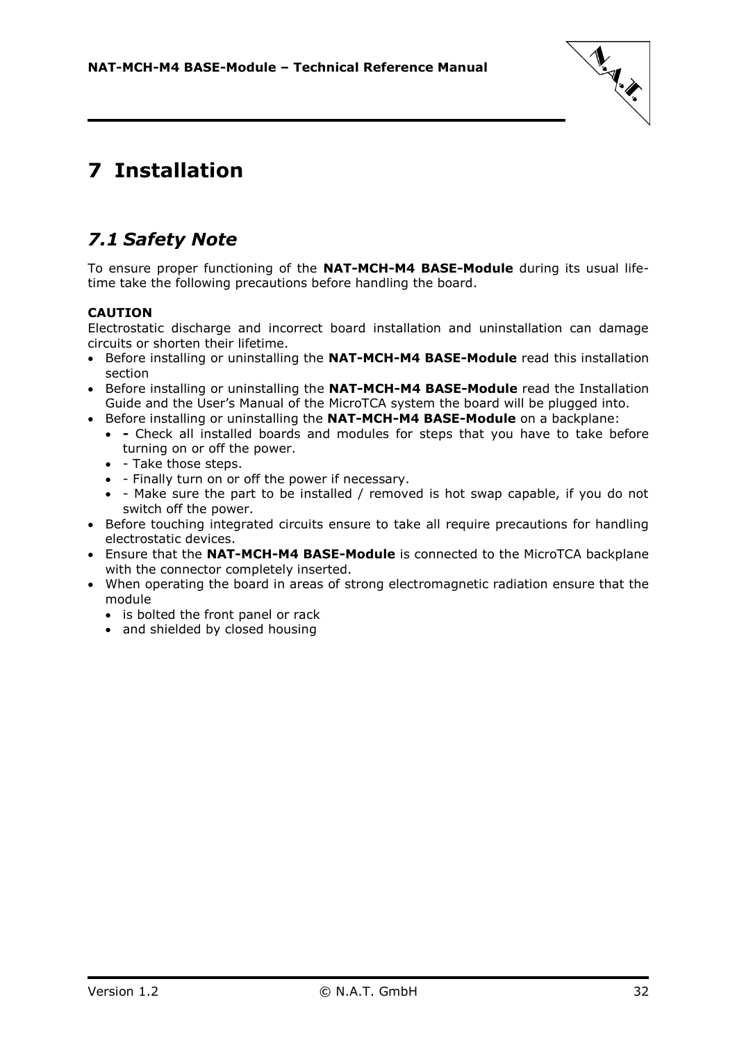# 7 Installation

## *7.1 Safety Note*

To ensure proper functioning of the **NAT-MCH-M4 BASE-Module** during its usual life-time take the following precautions before handling the board.

**CAUTION**
Electrostatic discharge and incorrect board installation and uninstallation can damage circuits or shorten their lifetime.

- Before installing or uninstalling the **NAT-MCH-M4 BASE-Module** read this installation section
- Before installing or uninstalling the **NAT-MCH-M4 BASE-Module** read the Installation Guide and the User's Manual of the MicroTCA system the board will be plugged into.
- Before installing or uninstalling the **NAT-MCH-M4 BASE-Module** on a backplane:
  - **-** Check all installed boards and modules for steps that you have to take before turning on or off the power.
  - - Take those steps.
  - - Finally turn on or off the power if necessary.
  - - Make sure the part to be installed / removed is hot swap capable, if you do not switch off the power.
- Before touching integrated circuits ensure to take all require precautions for handling electrostatic devices.
- Ensure that the **NAT-MCH-M4 BASE-Module** is connected to the MicroTCA backplane with the connector completely inserted.
- When operating the board in areas of strong electromagnetic radiation ensure that the module
  - is bolted the front panel or rack
  - and shielded by closed housing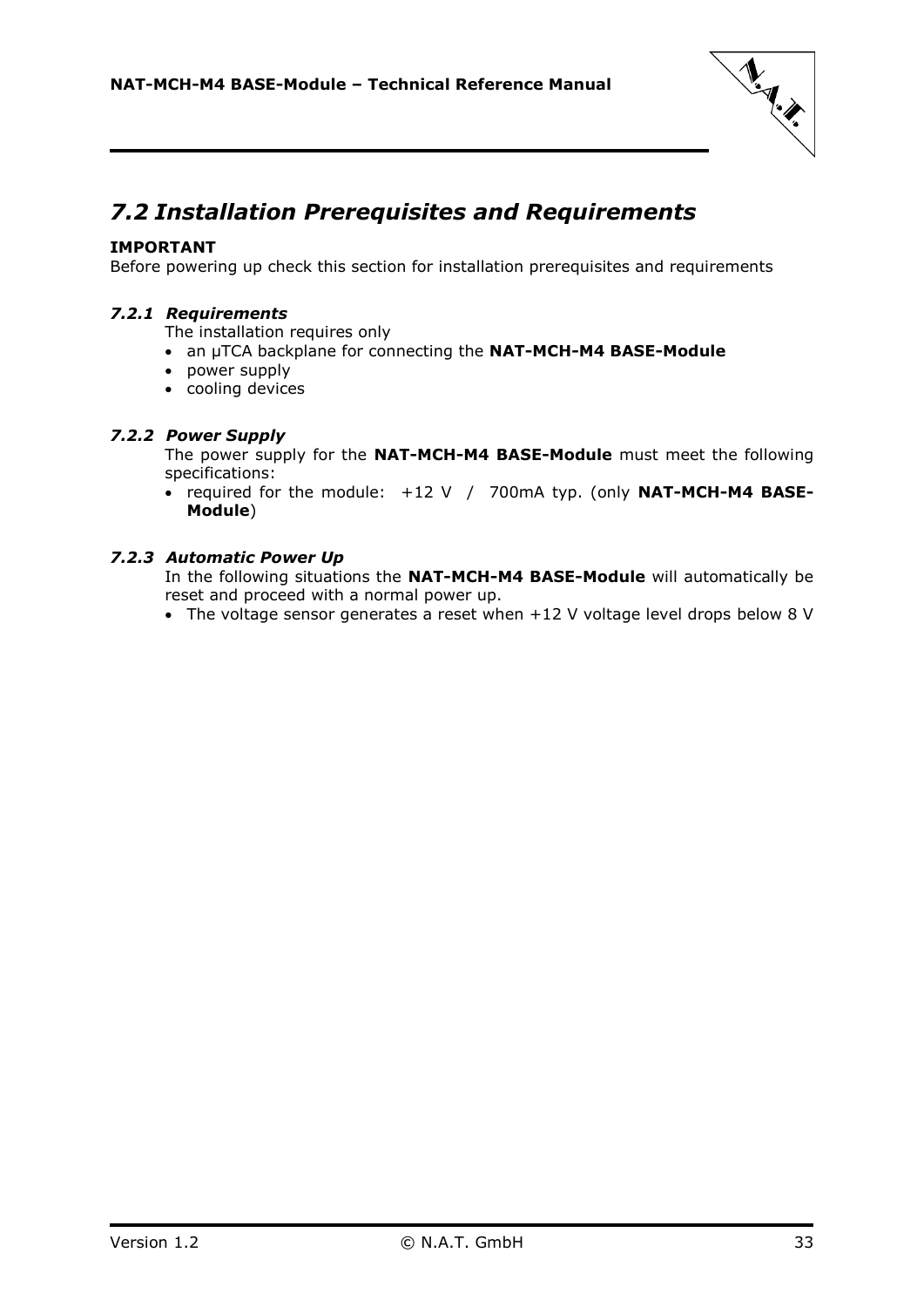## *7.2 Installation Prerequisites and Requirements*

**IMPORTANT**
Before powering up check this section for installation prerequisites and requirements

### *7.2.1 Requirements*

The installation requires only

- an µTCA backplane for connecting the **NAT-MCH-M4 BASE-Module**
- power supply
- cooling devices

### *7.2.2 Power Supply*

The power supply for the **NAT-MCH-M4 BASE-Module** must meet the following specifications:

- required for the module: +12 V / 700mA typ. (only **NAT-MCH-M4 BASE-Module**)

### *7.2.3 Automatic Power Up*

In the following situations the **NAT-MCH-M4 BASE-Module** will automatically be reset and proceed with a normal power up.

- The voltage sensor generates a reset when +12 V voltage level drops below 8 V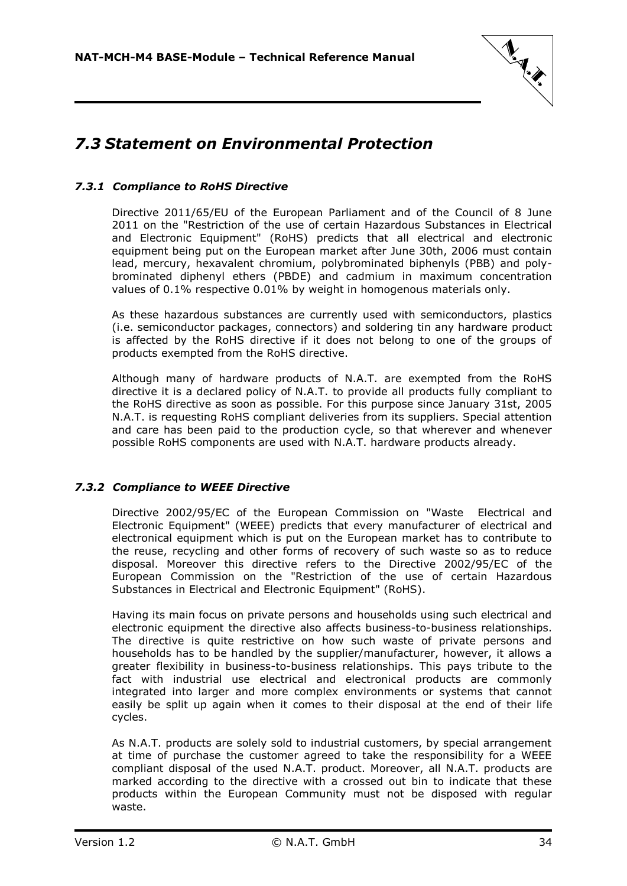## 7.3 Statement on Environmental Protection

### 7.3.1 Compliance to RoHS Directive

Directive 2011/65/EU of the European Parliament and of the Council of 8 June 2011 on the "Restriction of the use of certain Hazardous Substances in Electrical and Electronic Equipment" (RoHS) predicts that all electrical and electronic equipment being put on the European market after June 30th, 2006 must contain lead, mercury, hexavalent chromium, polybrominated biphenyls (PBB) and poly-brominated diphenyl ethers (PBDE) and cadmium in maximum concentration values of 0.1% respective 0.01% by weight in homogenous materials only.

As these hazardous substances are currently used with semiconductors, plastics (i.e. semiconductor packages, connectors) and soldering tin any hardware product is affected by the RoHS directive if it does not belong to one of the groups of products exempted from the RoHS directive.

Although many of hardware products of N.A.T. are exempted from the RoHS directive it is a declared policy of N.A.T. to provide all products fully compliant to the RoHS directive as soon as possible. For this purpose since January 31st, 2005 N.A.T. is requesting RoHS compliant deliveries from its suppliers. Special attention and care has been paid to the production cycle, so that wherever and whenever possible RoHS components are used with N.A.T. hardware products already.

### 7.3.2 Compliance to WEEE Directive

Directive 2002/95/EC of the European Commission on "Waste Electrical and Electronic Equipment" (WEEE) predicts that every manufacturer of electrical and electronical equipment which is put on the European market has to contribute to the reuse, recycling and other forms of recovery of such waste so as to reduce disposal. Moreover this directive refers to the Directive 2002/95/EC of the European Commission on the "Restriction of the use of certain Hazardous Substances in Electrical and Electronic Equipment" (RoHS).

Having its main focus on private persons and households using such electrical and electronic equipment the directive also affects business-to-business relationships. The directive is quite restrictive on how such waste of private persons and households has to be handled by the supplier/manufacturer, however, it allows a greater flexibility in business-to-business relationships. This pays tribute to the fact with industrial use electrical and electronical products are commonly integrated into larger and more complex environments or systems that cannot easily be split up again when it comes to their disposal at the end of their life cycles.

As N.A.T. products are solely sold to industrial customers, by special arrangement at time of purchase the customer agreed to take the responsibility for a WEEE compliant disposal of the used N.A.T. product. Moreover, all N.A.T. products are marked according to the directive with a crossed out bin to indicate that these products within the European Community must not be disposed with regular waste.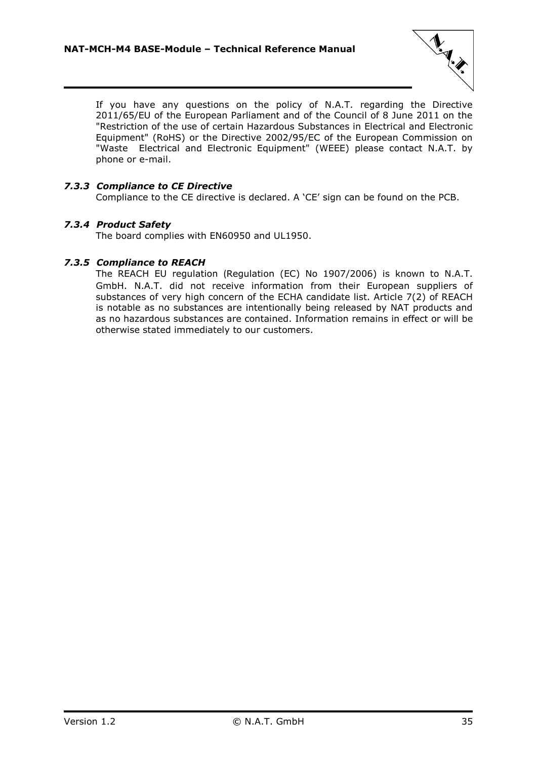If you have any questions on the policy of N.A.T. regarding the Directive 2011/65/EU of the European Parliament and of the Council of 8 June 2011 on the "Restriction of the use of certain Hazardous Substances in Electrical and Electronic Equipment" (RoHS) or the Directive 2002/95/EC of the European Commission on "Waste Electrical and Electronic Equipment" (WEEE) please contact N.A.T. by phone or e-mail.

### *7.3.3 Compliance to CE Directive*

Compliance to the CE directive is declared. A 'CE' sign can be found on the PCB.

### *7.3.4 Product Safety*

The board complies with EN60950 and UL1950.

### *7.3.5 Compliance to REACH*

The REACH EU regulation (Regulation (EC) No 1907/2006) is known to N.A.T. GmbH. N.A.T. did not receive information from their European suppliers of substances of very high concern of the ECHA candidate list. Article 7(2) of REACH is notable as no substances are intentionally being released by NAT products and as no hazardous substances are contained. Information remains in effect or will be otherwise stated immediately to our customers.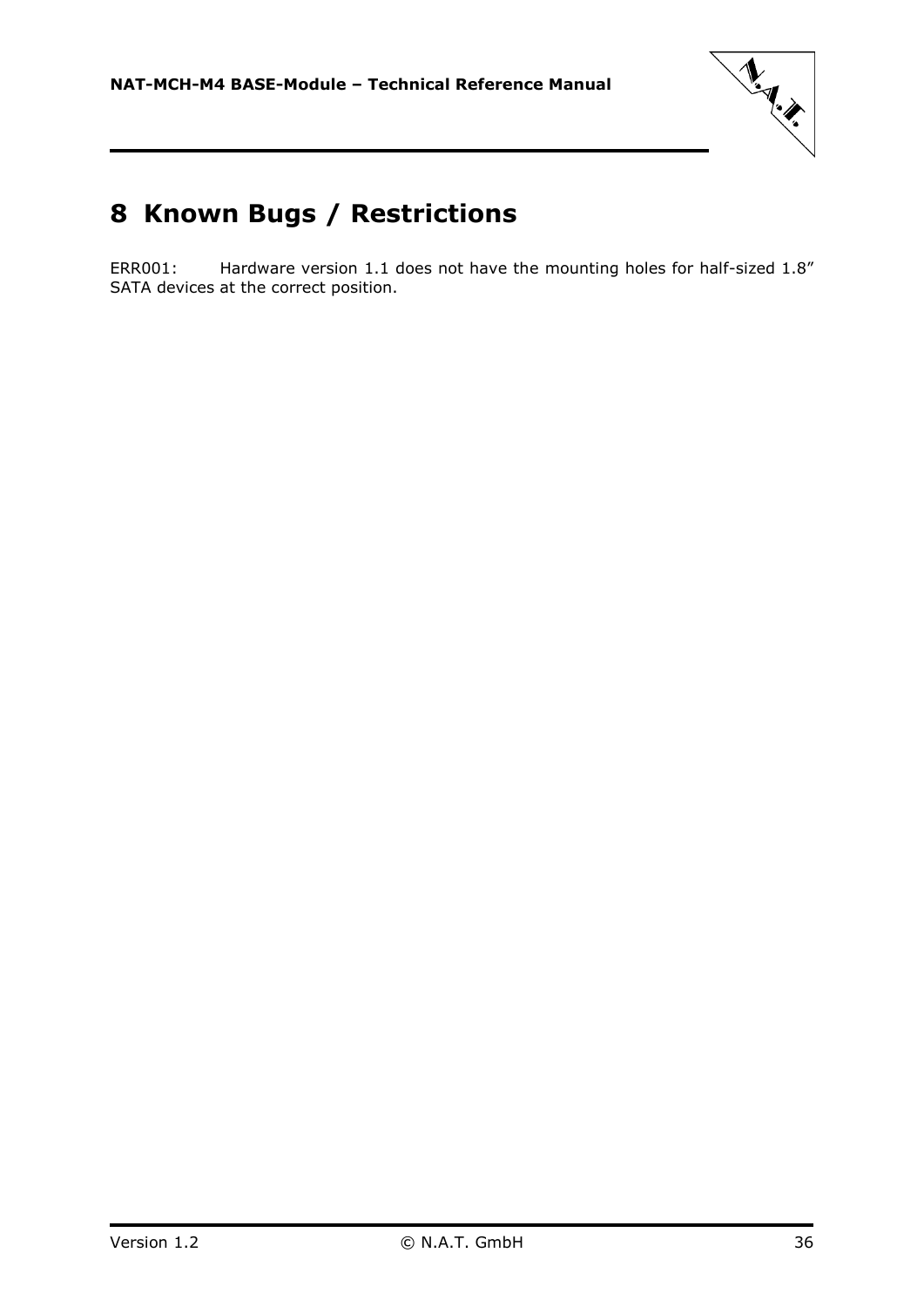# 8 Known Bugs / Restrictions

ERR001: Hardware version 1.1 does not have the mounting holes for half-sized 1.8” SATA devices at the correct position.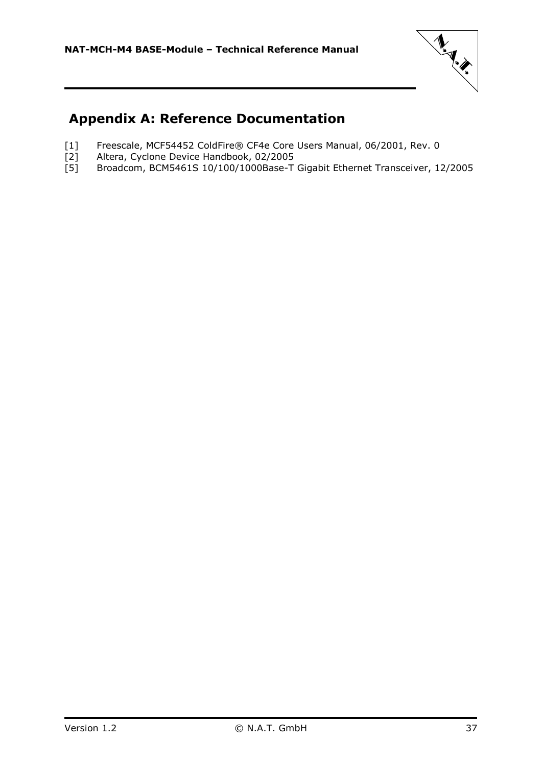# Appendix A: Reference Documentation

[1] Freescale, MCF54452 ColdFire® CF4e Core Users Manual, 06/2001, Rev. 0
[2] Altera, Cyclone Device Handbook, 02/2005
[5] Broadcom, BCM5461S 10/100/1000Base-T Gigabit Ethernet Transceiver, 12/2005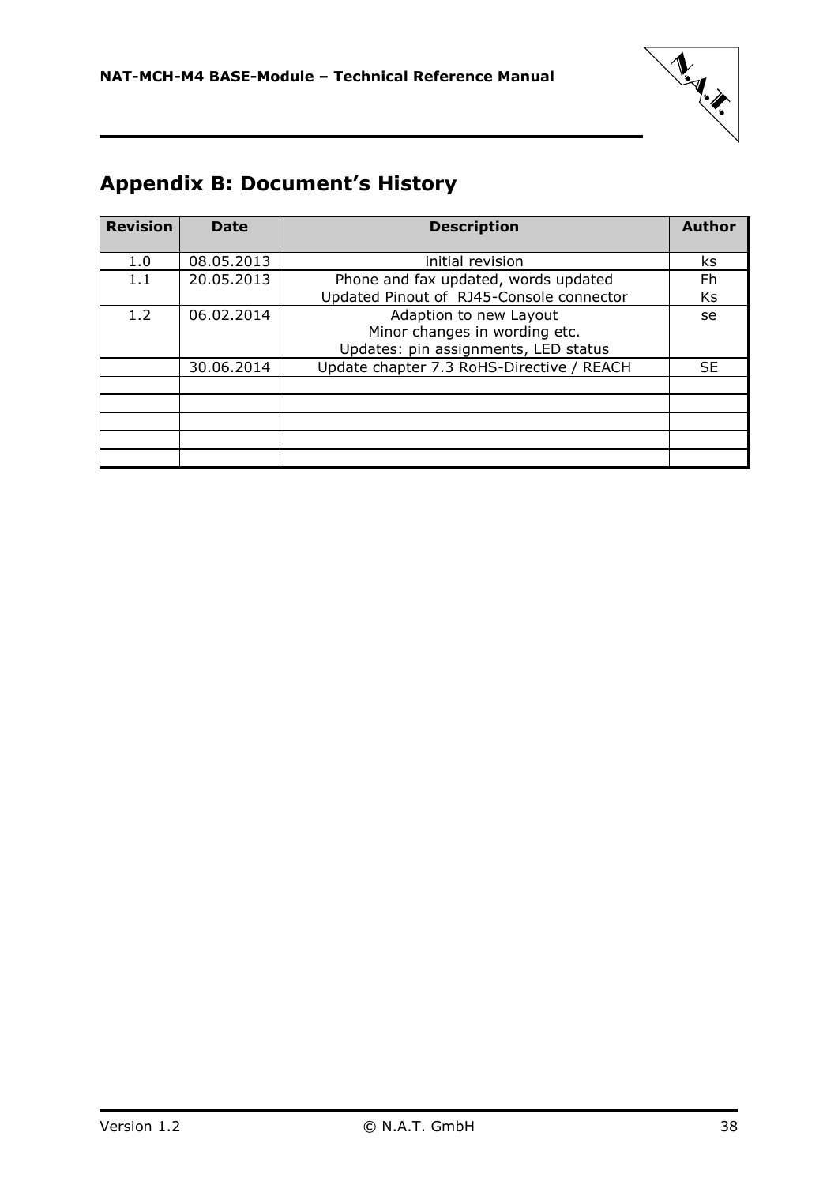# Appendix B: Document's History

| Revision | Date | Description | Author |
|---|---|---|---|
| 1.0 | 08.05.2013 | initial revision | ks |
| 1.1 | 20.05.2013 | Phone and fax updated, words updated<br>Updated Pinout of RJ45-Console connector | Fh<br>Ks |
| 1.2 | 06.02.2014 | Adaption to new Layout<br>Minor changes in wording etc.<br>Updates: pin assignments, LED status | se |
| | 30.06.2014 | Update chapter 7.3 RoHS-Directive / REACH | SE |
| | | | |
| | | | |
| | | | |
| | | | |
| | | | |